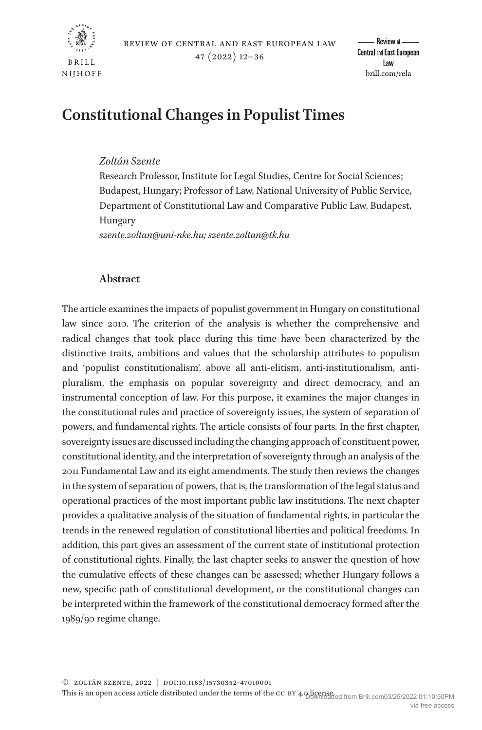# Constitutional Changes in Populist Times

*Zoltán Szente*
Research Professor, Institute for Legal Studies, Centre for Social Sciences; Budapest, Hungary; Professor of Law, National University of Public Service, Department of Constitutional Law and Comparative Public Law, Budapest, Hungary
*szente.zoltan@uni-nke.hu; szente.zoltan@tk.hu*

## Abstract

The article examines the impacts of populist government in Hungary on constitutional law since 2010. The criterion of the analysis is whether the comprehensive and radical changes that took place during this time have been characterized by the distinctive traits, ambitions and values that the scholarship attributes to populism and 'populist constitutionalism', above all anti-elitism, anti-institutionalism, anti-pluralism, the emphasis on popular sovereignty and direct democracy, and an instrumental conception of law. For this purpose, it examines the major changes in the constitutional rules and practice of sovereignty issues, the system of separation of powers, and fundamental rights. The article consists of four parts. In the first chapter, sovereignty issues are discussed including the changing approach of constituent power, constitutional identity, and the interpretation of sovereignty through an analysis of the 2011 Fundamental Law and its eight amendments. The study then reviews the changes in the system of separation of powers, that is, the transformation of the legal status and operational practices of the most important public law institutions. The next chapter provides a qualitative analysis of the situation of fundamental rights, in particular the trends in the renewed regulation of constitutional liberties and political freedoms. In addition, this part gives an assessment of the current state of institutional protection of constitutional rights. Finally, the last chapter seeks to answer the question of how the cumulative effects of these changes can be assessed; whether Hungary follows a new, specific path of constitutional development, or the constitutional changes can be interpreted within the framework of the constitutional democracy formed after the 1989/90 regime change.

© Zoltán Szente, 2022 | doi:10.1163/15730352-47010001
This is an open access article distributed under the terms of the cc by 4.0 license.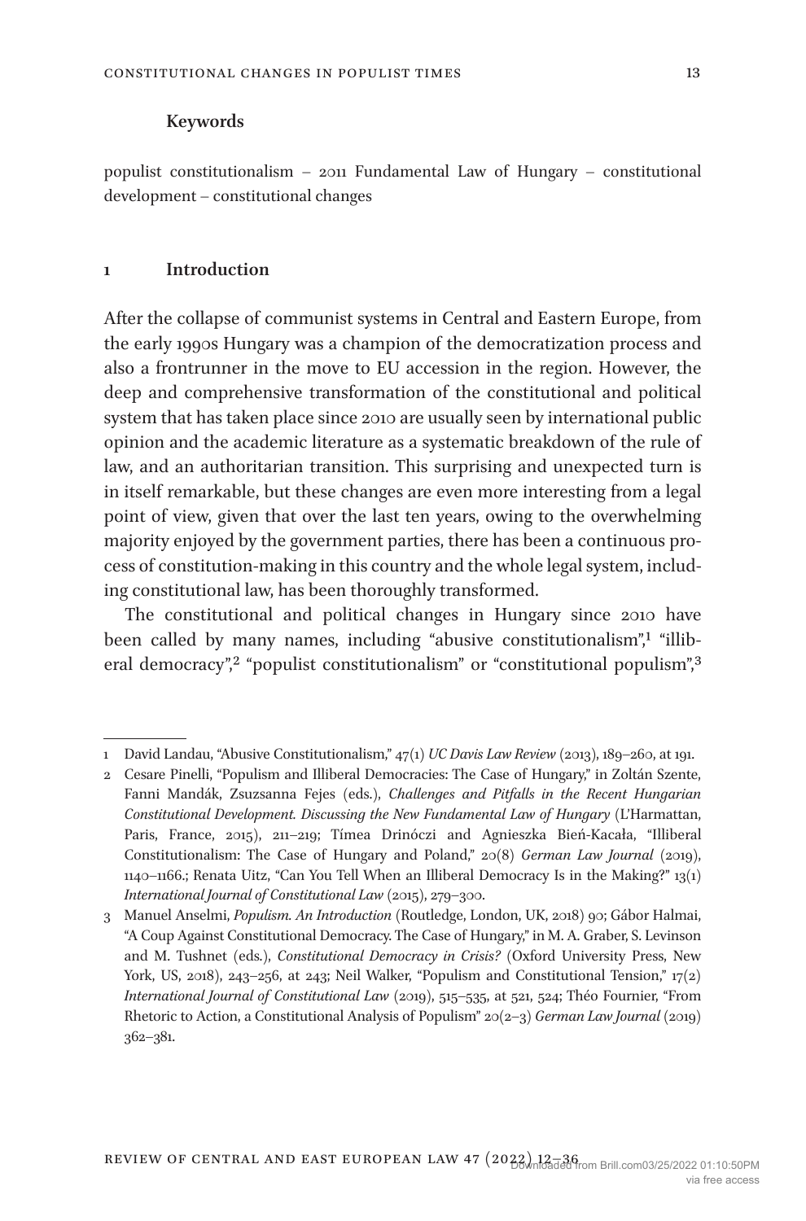**Keywords**

populist constitutionalism – 2011 Fundamental Law of Hungary – constitutional development – constitutional changes

## 1 Introduction

After the collapse of communist systems in Central and Eastern Europe, from the early 1990s Hungary was a champion of the democratization process and also a frontrunner in the move to EU accession in the region. However, the deep and comprehensive transformation of the constitutional and political system that has taken place since 2010 are usually seen by international public opinion and the academic literature as a systematic breakdown of the rule of law, and an authoritarian transition. This surprising and unexpected turn is in itself remarkable, but these changes are even more interesting from a legal point of view, given that over the last ten years, owing to the overwhelming majority enjoyed by the government parties, there has been a continuous process of constitution-making in this country and the whole legal system, including constitutional law, has been thoroughly transformed.

The constitutional and political changes in Hungary since 2010 have been called by many names, including "abusive constitutionalism",[1] "illiberal democracy",[2] "populist constitutionalism" or "constitutional populism",[3]

---

1 David Landau, "Abusive Constitutionalism," 47(1) *UC Davis Law Review* (2013), 189–260, at 191.

2 Cesare Pinelli, "Populism and Illiberal Democracies: The Case of Hungary," in Zoltán Szente, Fanni Mandák, Zsuzsanna Fejes (eds.), *Challenges and Pitfalls in the Recent Hungarian Constitutional Development. Discussing the New Fundamental Law of Hungary* (L'Harmattan, Paris, France, 2015), 211–219; Tímea Drinóczi and Agnieszka Bień-Kacała, "Illiberal Constitutionalism: The Case of Hungary and Poland," 20(8) *German Law Journal* (2019), 1140–1166.; Renata Uitz, "Can You Tell When an Illiberal Democracy Is in the Making?" 13(1) *International Journal of Constitutional Law* (2015), 279–300.

3 Manuel Anselmi, *Populism. An Introduction* (Routledge, London, UK, 2018) 90; Gábor Halmai, "A Coup Against Constitutional Democracy. The Case of Hungary," in M. A. Graber, S. Levinson and M. Tushnet (eds.), *Constitutional Democracy in Crisis?* (Oxford University Press, New York, US, 2018), 243–256, at 243; Neil Walker, "Populism and Constitutional Tension," 17(2) *International Journal of Constitutional Law* (2019), 515–535, at 521, 524; Théo Fournier, "From Rhetoric to Action, a Constitutional Analysis of Populism" 20(2–3) *German Law Journal* (2019) 362–381.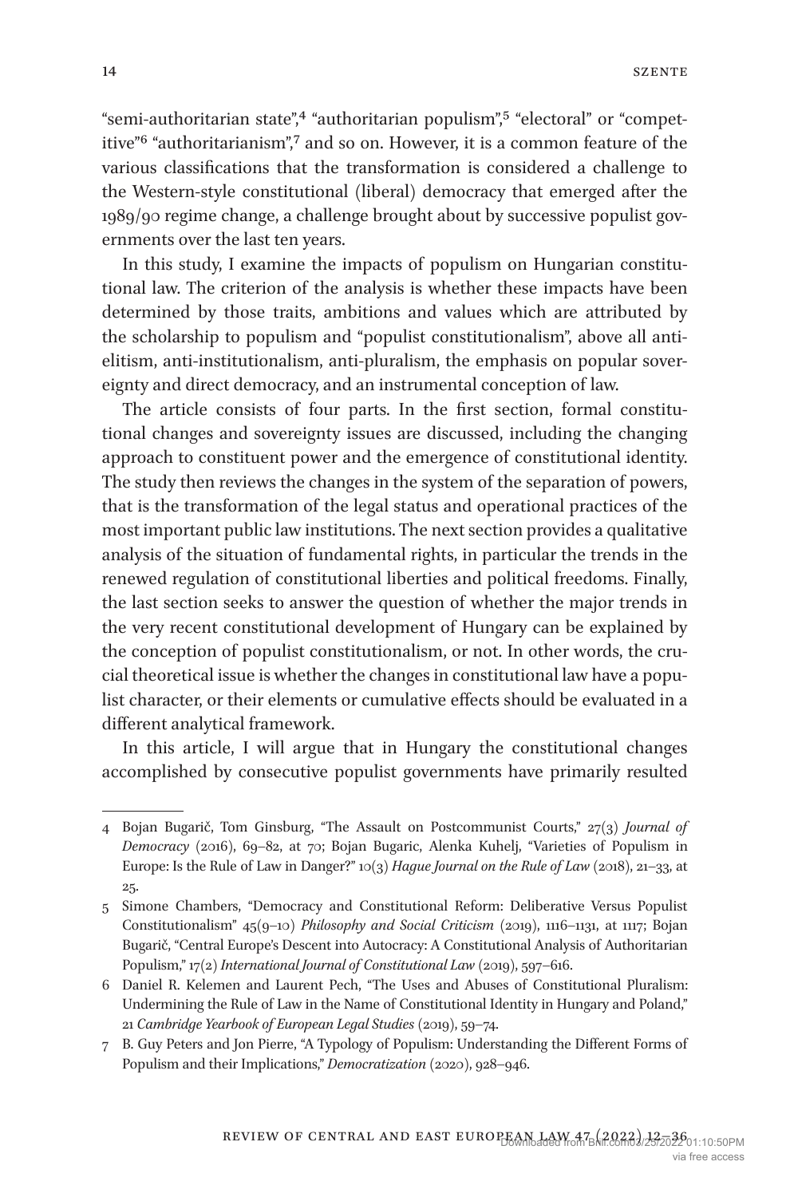"semi-authoritarian state",[4] "authoritarian populism",[5] "electoral" or "competitive"[6] "authoritarianism",[7] and so on. However, it is a common feature of the various classifications that the transformation is considered a challenge to the Western-style constitutional (liberal) democracy that emerged after the 1989/90 regime change, a challenge brought about by successive populist governments over the last ten years.

In this study, I examine the impacts of populism on Hungarian constitutional law. The criterion of the analysis is whether these impacts have been determined by those traits, ambitions and values which are attributed by the scholarship to populism and "populist constitutionalism", above all anti-elitism, anti-institutionalism, anti-pluralism, the emphasis on popular sovereignty and direct democracy, and an instrumental conception of law.

The article consists of four parts. In the first section, formal constitutional changes and sovereignty issues are discussed, including the changing approach to constituent power and the emergence of constitutional identity. The study then reviews the changes in the system of the separation of powers, that is the transformation of the legal status and operational practices of the most important public law institutions. The next section provides a qualitative analysis of the situation of fundamental rights, in particular the trends in the renewed regulation of constitutional liberties and political freedoms. Finally, the last section seeks to answer the question of whether the major trends in the very recent constitutional development of Hungary can be explained by the conception of populist constitutionalism, or not. In other words, the crucial theoretical issue is whether the changes in constitutional law have a populist character, or their elements or cumulative effects should be evaluated in a different analytical framework.

In this article, I will argue that in Hungary the constitutional changes accomplished by consecutive populist governments have primarily resulted

---

4 Bojan Bugarič, Tom Ginsburg, "The Assault on Postcommunist Courts," 27(3) *Journal of Democracy* (2016), 69–82, at 70; Bojan Bugaric, Alenka Kuhelj, "Varieties of Populism in Europe: Is the Rule of Law in Danger?" 10(3) *Hague Journal on the Rule of Law* (2018), 21–33, at 25.

5 Simone Chambers, "Democracy and Constitutional Reform: Deliberative Versus Populist Constitutionalism" 45(9–10) *Philosophy and Social Criticism* (2019), 1116–1131, at 1117; Bojan Bugarič, "Central Europe's Descent into Autocracy: A Constitutional Analysis of Authoritarian Populism," 17(2) *International Journal of Constitutional Law* (2019), 597–616.

6 Daniel R. Kelemen and Laurent Pech, "The Uses and Abuses of Constitutional Pluralism: Undermining the Rule of Law in the Name of Constitutional Identity in Hungary and Poland," 21 *Cambridge Yearbook of European Legal Studies* (2019), 59–74.

7 B. Guy Peters and Jon Pierre, "A Typology of Populism: Understanding the Different Forms of Populism and their Implications," *Democratization* (2020), 928–946.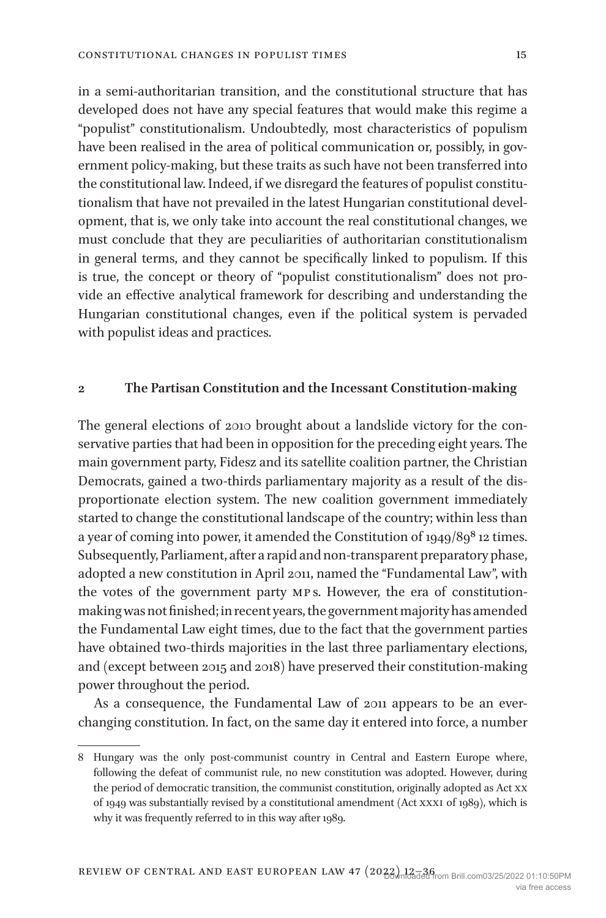in a semi-authoritarian transition, and the constitutional structure that has developed does not have any special features that would make this regime a "populist" constitutionalism. Undoubtedly, most characteristics of populism have been realised in the area of political communication or, possibly, in government policy-making, but these traits as such have not been transferred into the constitutional law. Indeed, if we disregard the features of populist constitutionalism that have not prevailed in the latest Hungarian constitutional development, that is, we only take into account the real constitutional changes, we must conclude that they are peculiarities of authoritarian constitutionalism in general terms, and they cannot be specifically linked to populism. If this is true, the concept or theory of "populist constitutionalism" does not provide an effective analytical framework for describing and understanding the Hungarian constitutional changes, even if the political system is pervaded with populist ideas and practices.

## 2 The Partisan Constitution and the Incessant Constitution-making

The general elections of 2010 brought about a landslide victory for the conservative parties that had been in opposition for the preceding eight years. The main government party, Fidesz and its satellite coalition partner, the Christian Democrats, gained a two-thirds parliamentary majority as a result of the disproportionate election system. The new coalition government immediately started to change the constitutional landscape of the country; within less than a year of coming into power, it amended the Constitution of 1949/89[8] 12 times. Subsequently, Parliament, after a rapid and non-transparent preparatory phase, adopted a new constitution in April 2011, named the "Fundamental Law", with the votes of the government party MPs. However, the era of constitution-making was not finished; in recent years, the government majority has amended the Fundamental Law eight times, due to the fact that the government parties have obtained two-thirds majorities in the last three parliamentary elections, and (except between 2015 and 2018) have preserved their constitution-making power throughout the period.

As a consequence, the Fundamental Law of 2011 appears to be an ever-changing constitution. In fact, on the same day it entered into force, a number

---

8 Hungary was the only post-communist country in Central and Eastern Europe where, following the defeat of communist rule, no new constitution was adopted. However, during the period of democratic transition, the communist constitution, originally adopted as Act XX of 1949 was substantially revised by a constitutional amendment (Act XXXI of 1989), which is why it was frequently referred to in this way after 1989.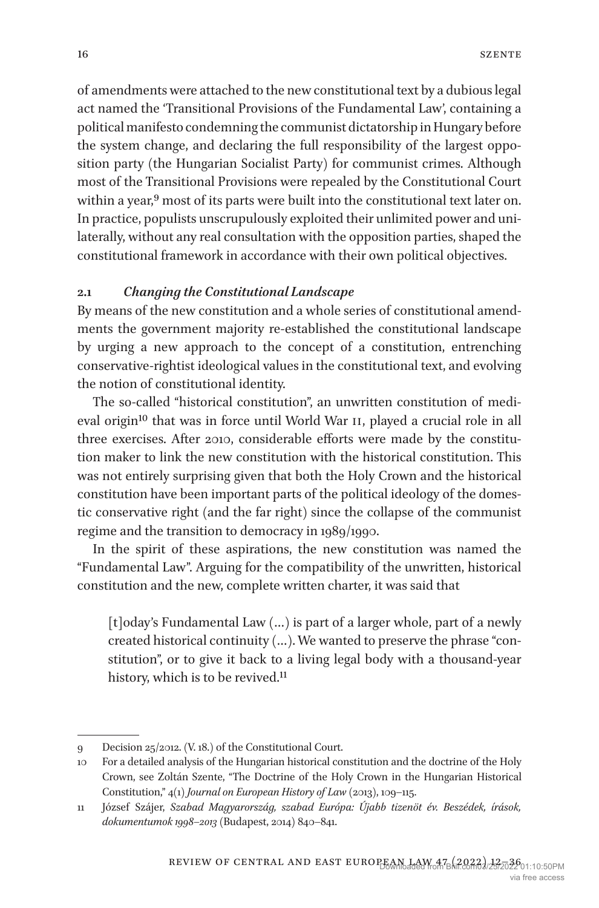of amendments were attached to the new constitutional text by a dubious legal act named the 'Transitional Provisions of the Fundamental Law', containing a political manifesto condemning the communist dictatorship in Hungary before the system change, and declaring the full responsibility of the largest opposition party (the Hungarian Socialist Party) for communist crimes. Although most of the Transitional Provisions were repealed by the Constitutional Court within a year,[9] most of its parts were built into the constitutional text later on. In practice, populists unscrupulously exploited their unlimited power and unilaterally, without any real consultation with the opposition parties, shaped the constitutional framework in accordance with their own political objectives.

### 2.1 *Changing the Constitutional Landscape*

By means of the new constitution and a whole series of constitutional amendments the government majority re-established the constitutional landscape by urging a new approach to the concept of a constitution, entrenching conservative-rightist ideological values in the constitutional text, and evolving the notion of constitutional identity.

The so-called "historical constitution", an unwritten constitution of medieval origin[10] that was in force until World War II, played a crucial role in all three exercises. After 2010, considerable efforts were made by the constitution maker to link the new constitution with the historical constitution. This was not entirely surprising given that both the Holy Crown and the historical constitution have been important parts of the political ideology of the domestic conservative right (and the far right) since the collapse of the communist regime and the transition to democracy in 1989/1990.

In the spirit of these aspirations, the new constitution was named the "Fundamental Law". Arguing for the compatibility of the unwritten, historical constitution and the new, complete written charter, it was said that

> [t]oday's Fundamental Law (…) is part of a larger whole, part of a newly created historical continuity (…). We wanted to preserve the phrase "constitution", or to give it back to a living legal body with a thousand-year history, which is to be revived.[11]

---

9 Decision 25/2012. (V. 18.) of the Constitutional Court.

10 For a detailed analysis of the Hungarian historical constitution and the doctrine of the Holy Crown, see Zoltán Szente, "The Doctrine of the Holy Crown in the Hungarian Historical Constitution," 4(1) *Journal on European History of Law* (2013), 109–115.

11 József Szájer, *Szabad Magyarország, szabad Európa: Újabb tizenöt év. Beszédek, írások, dokumentumok 1998–2013* (Budapest, 2014) 840–841.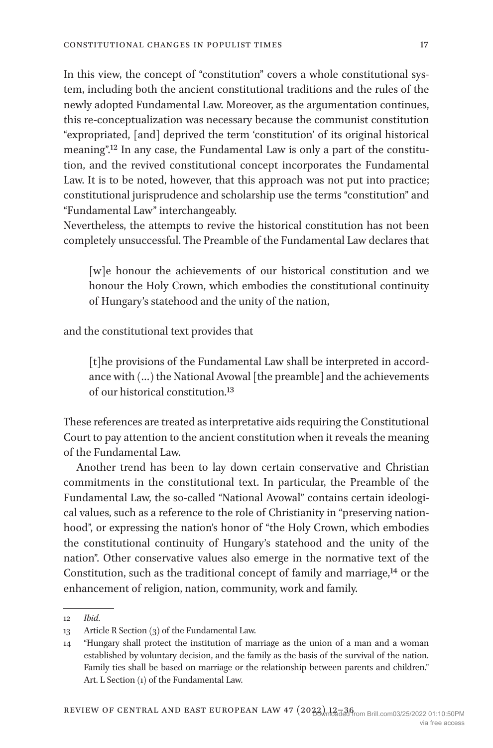In this view, the concept of "constitution" covers a whole constitutional system, including both the ancient constitutional traditions and the rules of the newly adopted Fundamental Law. Moreover, as the argumentation continues, this re-conceptualization was necessary because the communist constitution "expropriated, [and] deprived the term 'constitution' of its original historical meaning".[12] In any case, the Fundamental Law is only a part of the constitution, and the revived constitutional concept incorporates the Fundamental Law. It is to be noted, however, that this approach was not put into practice; constitutional jurisprudence and scholarship use the terms "constitution" and "Fundamental Law" interchangeably.

Nevertheless, the attempts to revive the historical constitution has not been completely unsuccessful. The Preamble of the Fundamental Law declares that

> [w]e honour the achievements of our historical constitution and we honour the Holy Crown, which embodies the constitutional continuity of Hungary's statehood and the unity of the nation,

and the constitutional text provides that

> [t]he provisions of the Fundamental Law shall be interpreted in accordance with (...) the National Avowal [the preamble] and the achievements of our historical constitution.[13]

These references are treated as interpretative aids requiring the Constitutional Court to pay attention to the ancient constitution when it reveals the meaning of the Fundamental Law.

Another trend has been to lay down certain conservative and Christian commitments in the constitutional text. In particular, the Preamble of the Fundamental Law, the so-called "National Avowal" contains certain ideological values, such as a reference to the role of Christianity in "preserving nationhood", or expressing the nation's honor of "the Holy Crown, which embodies the constitutional continuity of Hungary's statehood and the unity of the nation". Other conservative values also emerge in the normative text of the Constitution, such as the traditional concept of family and marriage,[14] or the enhancement of religion, nation, community, work and family.

---

12 *Ibid.*

13 Article R Section (3) of the Fundamental Law.

14 "Hungary shall protect the institution of marriage as the union of a man and a woman established by voluntary decision, and the family as the basis of the survival of the nation. Family ties shall be based on marriage or the relationship between parents and children." Art. L Section (1) of the Fundamental Law.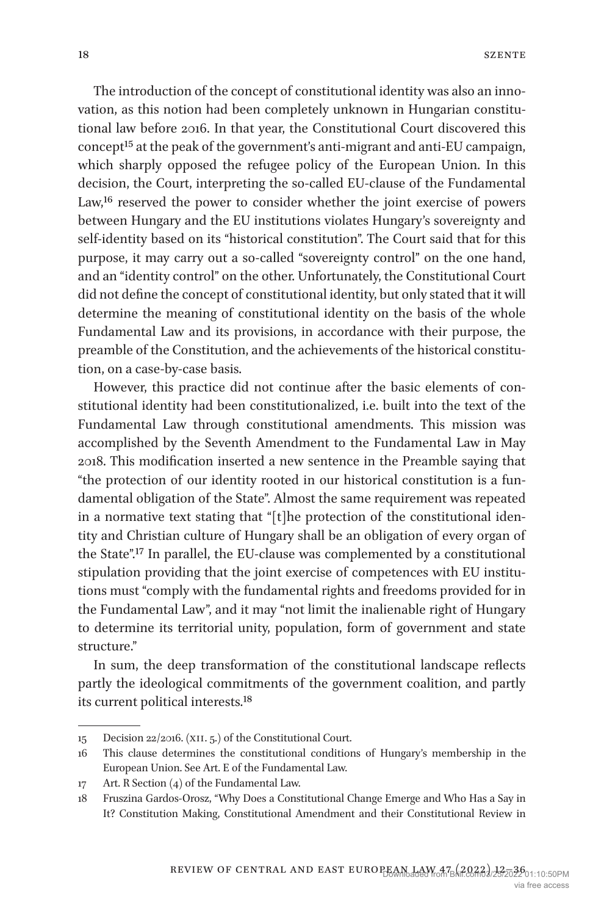The introduction of the concept of constitutional identity was also an innovation, as this notion had been completely unknown in Hungarian constitutional law before 2016. In that year, the Constitutional Court discovered this concept[15] at the peak of the government's anti-migrant and anti-EU campaign, which sharply opposed the refugee policy of the European Union. In this decision, the Court, interpreting the so-called EU-clause of the Fundamental Law,[16] reserved the power to consider whether the joint exercise of powers between Hungary and the EU institutions violates Hungary's sovereignty and self-identity based on its "historical constitution". The Court said that for this purpose, it may carry out a so-called "sovereignty control" on the one hand, and an "identity control" on the other. Unfortunately, the Constitutional Court did not define the concept of constitutional identity, but only stated that it will determine the meaning of constitutional identity on the basis of the whole Fundamental Law and its provisions, in accordance with their purpose, the preamble of the Constitution, and the achievements of the historical constitution, on a case-by-case basis.

However, this practice did not continue after the basic elements of constitutional identity had been constitutionalized, i.e. built into the text of the Fundamental Law through constitutional amendments. This mission was accomplished by the Seventh Amendment to the Fundamental Law in May 2018. This modification inserted a new sentence in the Preamble saying that "the protection of our identity rooted in our historical constitution is a fundamental obligation of the State". Almost the same requirement was repeated in a normative text stating that "[t]he protection of the constitutional identity and Christian culture of Hungary shall be an obligation of every organ of the State".[17] In parallel, the EU-clause was complemented by a constitutional stipulation providing that the joint exercise of competences with EU institutions must "comply with the fundamental rights and freedoms provided for in the Fundamental Law", and it may "not limit the inalienable right of Hungary to determine its territorial unity, population, form of government and state structure."

In sum, the deep transformation of the constitutional landscape reflects partly the ideological commitments of the government coalition, and partly its current political interests.[18]

---

15 Decision 22/2016. (XII. 5.) of the Constitutional Court.

16 This clause determines the constitutional conditions of Hungary's membership in the European Union. See Art. E of the Fundamental Law.

17 Art. R Section (4) of the Fundamental Law.

18 Fruszina Gardos-Orosz, "Why Does a Constitutional Change Emerge and Who Has a Say in It? Constitution Making, Constitutional Amendment and their Constitutional Review in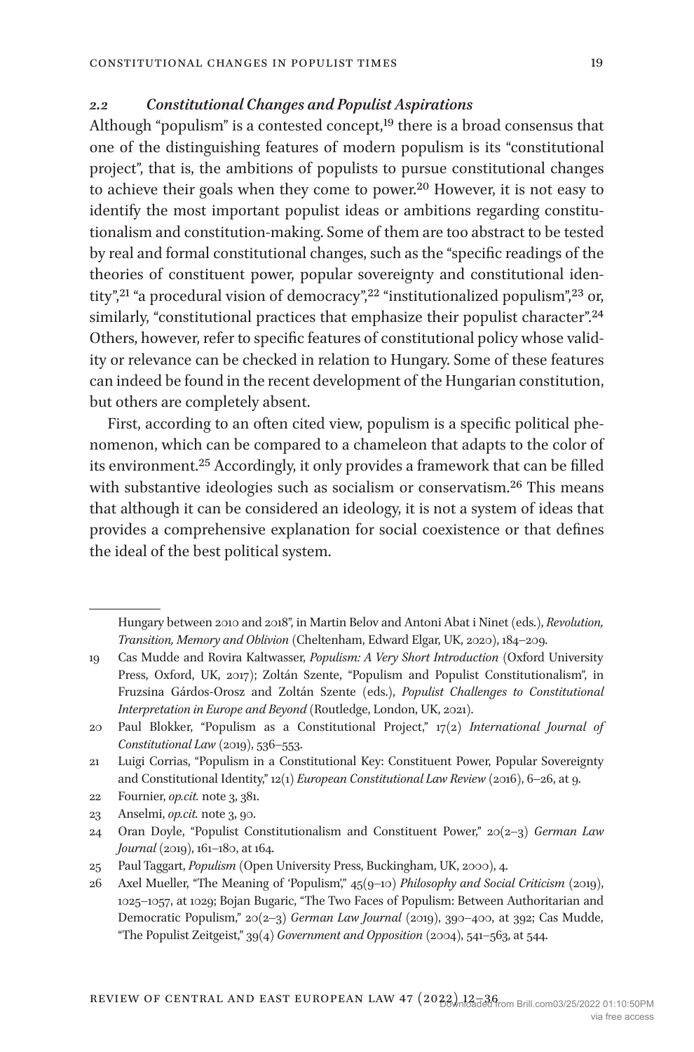### *2.2 Constitutional Changes and Populist Aspirations*

Although "populism" is a contested concept,[19] there is a broad consensus that one of the distinguishing features of modern populism is its "constitutional project", that is, the ambitions of populists to pursue constitutional changes to achieve their goals when they come to power.[20] However, it is not easy to identify the most important populist ideas or ambitions regarding constitutionalism and constitution-making. Some of them are too abstract to be tested by real and formal constitutional changes, such as the "specific readings of the theories of constituent power, popular sovereignty and constitutional identity",[21] "a procedural vision of democracy",[22] "institutionalized populism",[23] or, similarly, "constitutional practices that emphasize their populist character".[24] Others, however, refer to specific features of constitutional policy whose validity or relevance can be checked in relation to Hungary. Some of these features can indeed be found in the recent development of the Hungarian constitution, but others are completely absent.

First, according to an often cited view, populism is a specific political phenomenon, which can be compared to a chameleon that adapts to the color of its environment.[25] Accordingly, it only provides a framework that can be filled with substantive ideologies such as socialism or conservatism.[26] This means that although it can be considered an ideology, it is not a system of ideas that provides a comprehensive explanation for social coexistence or that defines the ideal of the best political system.

---

Hungary between 2010 and 2018", in Martin Belov and Antoni Abat i Ninet (eds.), *Revolution, Transition, Memory and Oblivion* (Cheltenham, Edward Elgar, UK, 2020), 184–209.

19 Cas Mudde and Rovira Kaltwasser, *Populism: A Very Short Introduction* (Oxford University Press, Oxford, UK, 2017); Zoltán Szente, "Populism and Populist Constitutionalism", in Fruzsina Gárdos-Orosz and Zoltán Szente (eds.), *Populist Challenges to Constitutional Interpretation in Europe and Beyond* (Routledge, London, UK, 2021).

20 Paul Blokker, "Populism as a Constitutional Project," 17(2) *International Journal of Constitutional Law* (2019), 536–553.

21 Luigi Corrias, "Populism in a Constitutional Key: Constituent Power, Popular Sovereignty and Constitutional Identity," 12(1) *European Constitutional Law Review* (2016), 6–26, at 9.

22 Fournier, *op.cit.* note 3, 381.

23 Anselmi, *op.cit.* note 3, 90.

24 Oran Doyle, "Populist Constitutionalism and Constituent Power," 20(2–3) *German Law Journal* (2019), 161–180, at 164.

25 Paul Taggart, *Populism* (Open University Press, Buckingham, UK, 2000), 4.

26 Axel Mueller, "The Meaning of 'Populism'," 45(9–10) *Philosophy and Social Criticism* (2019), 1025–1057, at 1029; Bojan Bugaric, "The Two Faces of Populism: Between Authoritarian and Democratic Populism," 20(2–3) *German Law Journal* (2019), 390–400, at 392; Cas Mudde, "The Populist Zeitgeist," 39(4) *Government and Opposition* (2004), 541–563, at 544.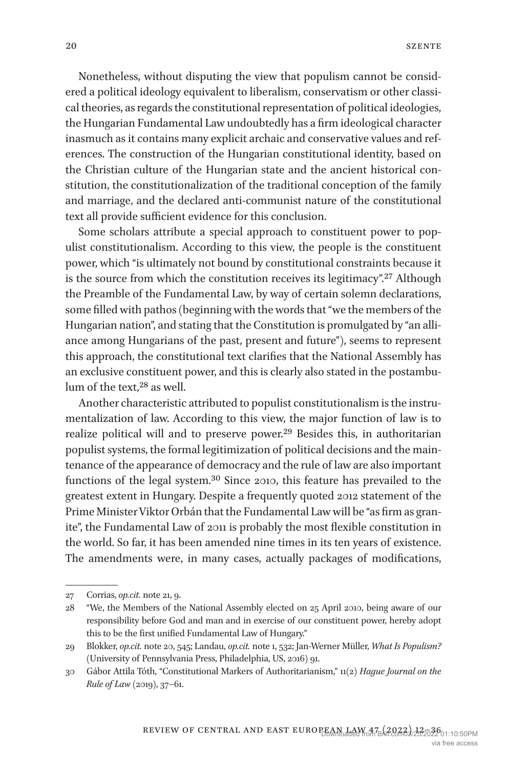Nonetheless, without disputing the view that populism cannot be considered a political ideology equivalent to liberalism, conservatism or other classical theories, as regards the constitutional representation of political ideologies, the Hungarian Fundamental Law undoubtedly has a firm ideological character inasmuch as it contains many explicit archaic and conservative values and references. The construction of the Hungarian constitutional identity, based on the Christian culture of the Hungarian state and the ancient historical constitution, the constitutionalization of the traditional conception of the family and marriage, and the declared anti-communist nature of the constitutional text all provide sufficient evidence for this conclusion.

Some scholars attribute a special approach to constituent power to populist constitutionalism. According to this view, the people is the constituent power, which "is ultimately not bound by constitutional constraints because it is the source from which the constitution receives its legitimacy".[27] Although the Preamble of the Fundamental Law, by way of certain solemn declarations, some filled with pathos (beginning with the words that "we the members of the Hungarian nation", and stating that the Constitution is promulgated by "an alliance among Hungarians of the past, present and future"), seems to represent this approach, the constitutional text clarifies that the National Assembly has an exclusive constituent power, and this is clearly also stated in the postambulum of the text,[28] as well.

Another characteristic attributed to populist constitutionalism is the instrumentalization of law. According to this view, the major function of law is to realize political will and to preserve power.[29] Besides this, in authoritarian populist systems, the formal legitimization of political decisions and the maintenance of the appearance of democracy and the rule of law are also important functions of the legal system.[30] Since 2010, this feature has prevailed to the greatest extent in Hungary. Despite a frequently quoted 2012 statement of the Prime Minister Viktor Orbán that the Fundamental Law will be "as firm as granite", the Fundamental Law of 2011 is probably the most flexible constitution in the world. So far, it has been amended nine times in its ten years of existence. The amendments were, in many cases, actually packages of modifications,

---

27 Corrias, *op.cit.* note 21, 9.

28 "We, the Members of the National Assembly elected on 25 April 2010, being aware of our responsibility before God and man and in exercise of our constituent power, hereby adopt this to be the first unified Fundamental Law of Hungary."

29 Blokker, *op.cit.* note 20, 545; Landau, *op.cit.* note 1, 532; Jan-Werner Müller, *What Is Populism?* (University of Pennsylvania Press, Philadelphia, US, 2016) 91.

30 Gábor Attila Tóth, "Constitutional Markers of Authoritarianism," 11(2) *Hague Journal on the Rule of Law* (2019), 37–61.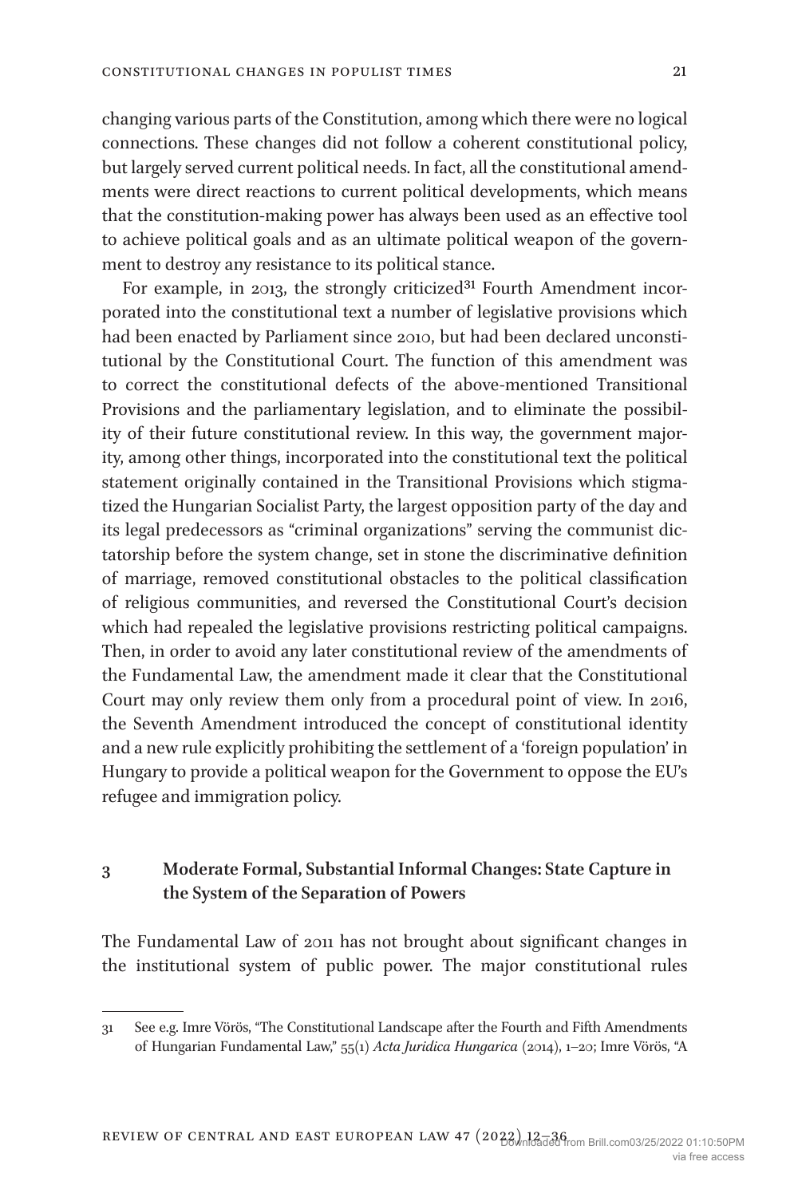changing various parts of the Constitution, among which there were no logical connections. These changes did not follow a coherent constitutional policy, but largely served current political needs. In fact, all the constitutional amendments were direct reactions to current political developments, which means that the constitution-making power has always been used as an effective tool to achieve political goals and as an ultimate political weapon of the government to destroy any resistance to its political stance.

For example, in 2013, the strongly criticized[31] Fourth Amendment incorporated into the constitutional text a number of legislative provisions which had been enacted by Parliament since 2010, but had been declared unconstitutional by the Constitutional Court. The function of this amendment was to correct the constitutional defects of the above-mentioned Transitional Provisions and the parliamentary legislation, and to eliminate the possibility of their future constitutional review. In this way, the government majority, among other things, incorporated into the constitutional text the political statement originally contained in the Transitional Provisions which stigmatized the Hungarian Socialist Party, the largest opposition party of the day and its legal predecessors as "criminal organizations" serving the communist dictatorship before the system change, set in stone the discriminative definition of marriage, removed constitutional obstacles to the political classification of religious communities, and reversed the Constitutional Court's decision which had repealed the legislative provisions restricting political campaigns. Then, in order to avoid any later constitutional review of the amendments of the Fundamental Law, the amendment made it clear that the Constitutional Court may only review them only from a procedural point of view. In 2016, the Seventh Amendment introduced the concept of constitutional identity and a new rule explicitly prohibiting the settlement of a 'foreign population' in Hungary to provide a political weapon for the Government to oppose the EU's refugee and immigration policy.

## 3 Moderate Formal, Substantial Informal Changes: State Capture in the System of the Separation of Powers

The Fundamental Law of 2011 has not brought about significant changes in the institutional system of public power. The major constitutional rules

---

31 See e.g. Imre Vörös, "The Constitutional Landscape after the Fourth and Fifth Amendments of Hungarian Fundamental Law," 55(1) *Acta Juridica Hungarica* (2014), 1–20; Imre Vörös, "A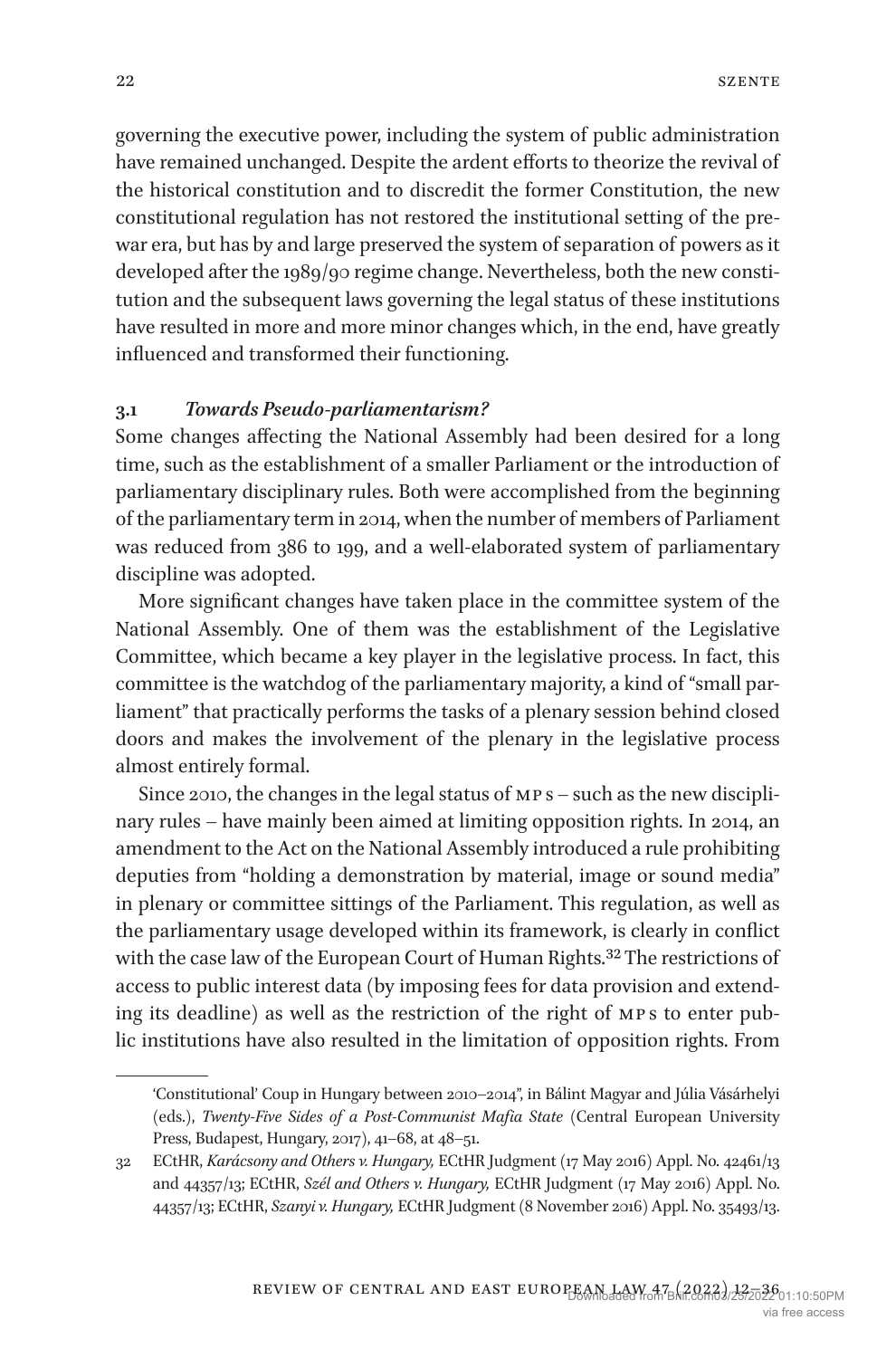governing the executive power, including the system of public administration have remained unchanged. Despite the ardent efforts to theorize the revival of the historical constitution and to discredit the former Constitution, the new constitutional regulation has not restored the institutional setting of the pre-war era, but has by and large preserved the system of separation of powers as it developed after the 1989/90 regime change. Nevertheless, both the new constitution and the subsequent laws governing the legal status of these institutions have resulted in more and more minor changes which, in the end, have greatly influenced and transformed their functioning.

### 3.1 *Towards Pseudo-parliamentarism?*

Some changes affecting the National Assembly had been desired for a long time, such as the establishment of a smaller Parliament or the introduction of parliamentary disciplinary rules. Both were accomplished from the beginning of the parliamentary term in 2014, when the number of members of Parliament was reduced from 386 to 199, and a well-elaborated system of parliamentary discipline was adopted.

More significant changes have taken place in the committee system of the National Assembly. One of them was the establishment of the Legislative Committee, which became a key player in the legislative process. In fact, this committee is the watchdog of the parliamentary majority, a kind of "small parliament" that practically performs the tasks of a plenary session behind closed doors and makes the involvement of the plenary in the legislative process almost entirely formal.

Since 2010, the changes in the legal status of MPs – such as the new disciplinary rules – have mainly been aimed at limiting opposition rights. In 2014, an amendment to the Act on the National Assembly introduced a rule prohibiting deputies from "holding a demonstration by material, image or sound media" in plenary or committee sittings of the Parliament. This regulation, as well as the parliamentary usage developed within its framework, is clearly in conflict with the case law of the European Court of Human Rights.[32] The restrictions of access to public interest data (by imposing fees for data provision and extending its deadline) as well as the restriction of the right of MPs to enter public institutions have also resulted in the limitation of opposition rights. From

---

'Constitutional' Coup in Hungary between 2010–2014", in Bálint Magyar and Júlia Vásárhelyi (eds.), *Twenty-Five Sides of a Post-Communist Mafia State* (Central European University Press, Budapest, Hungary, 2017), 41–68, at 48–51.

32 ECtHR, *Karácsony and Others v. Hungary,* ECtHR Judgment (17 May 2016) Appl. No. 42461/13 and 44357/13; ECtHR, *Szél and Others v. Hungary,* ECtHR Judgment (17 May 2016) Appl. No. 44357/13; ECtHR, *Szanyi v. Hungary,* ECtHR Judgment (8 November 2016) Appl. No. 35493/13.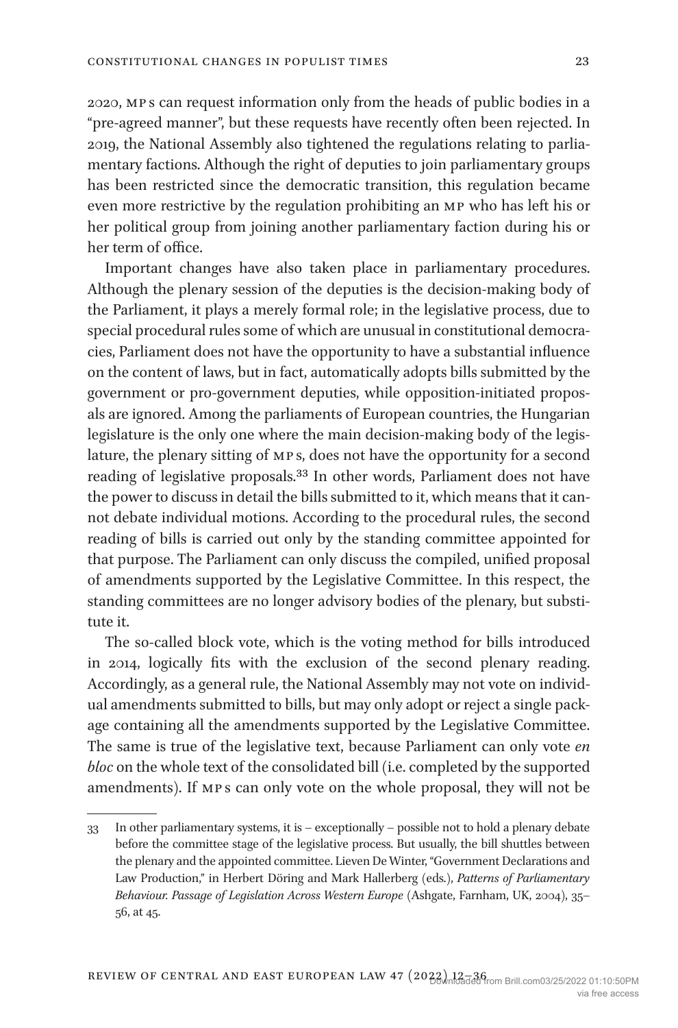2020, MPs can request information only from the heads of public bodies in a "pre-agreed manner", but these requests have recently often been rejected. In 2019, the National Assembly also tightened the regulations relating to parliamentary factions. Although the right of deputies to join parliamentary groups has been restricted since the democratic transition, this regulation became even more restrictive by the regulation prohibiting an MP who has left his or her political group from joining another parliamentary faction during his or her term of office.

Important changes have also taken place in parliamentary procedures. Although the plenary session of the deputies is the decision-making body of the Parliament, it plays a merely formal role; in the legislative process, due to special procedural rules some of which are unusual in constitutional democracies, Parliament does not have the opportunity to have a substantial influence on the content of laws, but in fact, automatically adopts bills submitted by the government or pro-government deputies, while opposition-initiated proposals are ignored. Among the parliaments of European countries, the Hungarian legislature is the only one where the main decision-making body of the legislature, the plenary sitting of MPs, does not have the opportunity for a second reading of legislative proposals.[33] In other words, Parliament does not have the power to discuss in detail the bills submitted to it, which means that it cannot debate individual motions. According to the procedural rules, the second reading of bills is carried out only by the standing committee appointed for that purpose. The Parliament can only discuss the compiled, unified proposal of amendments supported by the Legislative Committee. In this respect, the standing committees are no longer advisory bodies of the plenary, but substitute it.

The so-called block vote, which is the voting method for bills introduced in 2014, logically fits with the exclusion of the second plenary reading. Accordingly, as a general rule, the National Assembly may not vote on individual amendments submitted to bills, but may only adopt or reject a single package containing all the amendments supported by the Legislative Committee. The same is true of the legislative text, because Parliament can only vote *en bloc* on the whole text of the consolidated bill (i.e. completed by the supported amendments). If MPs can only vote on the whole proposal, they will not be

---

33 In other parliamentary systems, it is – exceptionally – possible not to hold a plenary debate before the committee stage of the legislative process. But usually, the bill shuttles between the plenary and the appointed committee. Lieven De Winter, "Government Declarations and Law Production," in Herbert Döring and Mark Hallerberg (eds.), *Patterns of Parliamentary Behaviour. Passage of Legislation Across Western Europe* (Ashgate, Farnham, UK, 2004), 35–56, at 45.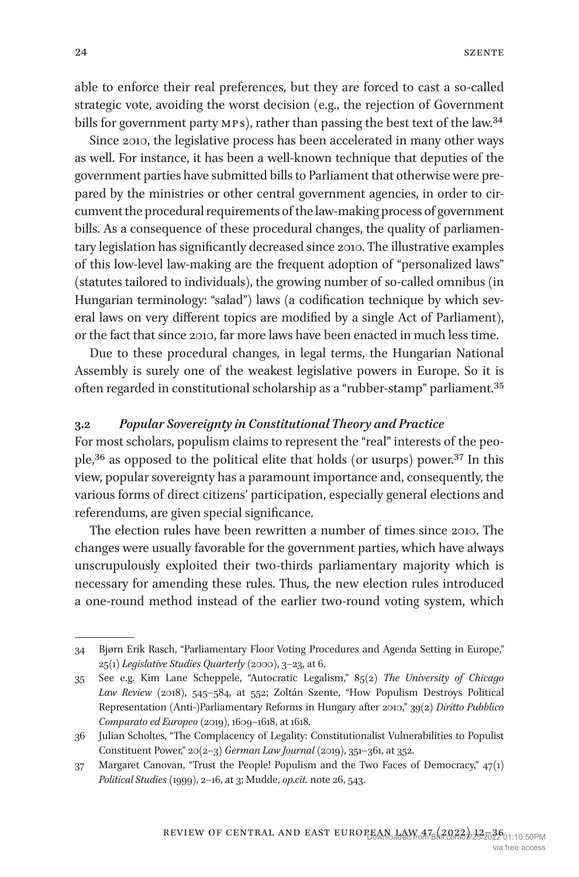able to enforce their real preferences, but they are forced to cast a so-called strategic vote, avoiding the worst decision (e.g., the rejection of Government bills for government party MPs), rather than passing the best text of the law.[34]

Since 2010, the legislative process has been accelerated in many other ways as well. For instance, it has been a well-known technique that deputies of the government parties have submitted bills to Parliament that otherwise were prepared by the ministries or other central government agencies, in order to circumvent the procedural requirements of the law-making process of government bills. As a consequence of these procedural changes, the quality of parliamentary legislation has significantly decreased since 2010. The illustrative examples of this low-level law-making are the frequent adoption of "personalized laws" (statutes tailored to individuals), the growing number of so-called omnibus (in Hungarian terminology: "salad") laws (a codification technique by which several laws on very different topics are modified by a single Act of Parliament), or the fact that since 2010, far more laws have been enacted in much less time.

Due to these procedural changes, in legal terms, the Hungarian National Assembly is surely one of the weakest legislative powers in Europe. So it is often regarded in constitutional scholarship as a "rubber-stamp" parliament.[35]

### 3.2 *Popular Sovereignty in Constitutional Theory and Practice*

For most scholars, populism claims to represent the "real" interests of the people,[36] as opposed to the political elite that holds (or usurps) power.[37] In this view, popular sovereignty has a paramount importance and, consequently, the various forms of direct citizens' participation, especially general elections and referendums, are given special significance.

The election rules have been rewritten a number of times since 2010. The changes were usually favorable for the government parties, which have always unscrupulously exploited their two-thirds parliamentary majority which is necessary for amending these rules. Thus, the new election rules introduced a one-round method instead of the earlier two-round voting system, which

---

34 Bjørn Erik Rasch, "Parliamentary Floor Voting Procedures and Agenda Setting in Europe," 25(1) *Legislative Studies Quarterly* (2000), 3–23, at 6.

35 See e.g. Kim Lane Scheppele, "Autocratic Legalism," 85(2) *The University of Chicago Law Review* (2018), 545–584, at 552; Zoltán Szente, "How Populism Destroys Political Representation (Anti-)Parliamentary Reforms in Hungary after 2010," 39(2) *Diritto Pubblico Comparato ed Europeo* (2019), 1609–1618, at 1618.

36 Julian Scholtes, "The Complacency of Legality: Constitutionalist Vulnerabilities to Populist Constituent Power," 20(2–3) *German Law Journal* (2019), 351–361, at 352.

37 Margaret Canovan, "Trust the People! Populism and the Two Faces of Democracy," 47(1) *Political Studies* (1999), 2–16, at 3; Mudde, *op.cit.* note 26, 543.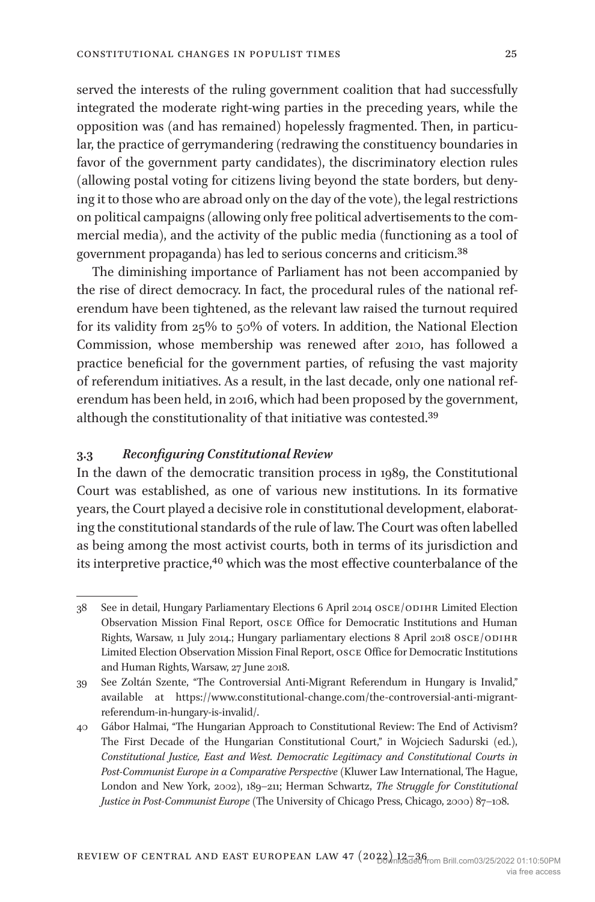served the interests of the ruling government coalition that had successfully integrated the moderate right-wing parties in the preceding years, while the opposition was (and has remained) hopelessly fragmented. Then, in particular, the practice of gerrymandering (redrawing the constituency boundaries in favor of the government party candidates), the discriminatory election rules (allowing postal voting for citizens living beyond the state borders, but denying it to those who are abroad only on the day of the vote), the legal restrictions on political campaigns (allowing only free political advertisements to the commercial media), and the activity of the public media (functioning as a tool of government propaganda) has led to serious concerns and criticism.[38]

The diminishing importance of Parliament has not been accompanied by the rise of direct democracy. In fact, the procedural rules of the national referendum have been tightened, as the relevant law raised the turnout required for its validity from 25% to 50% of voters. In addition, the National Election Commission, whose membership was renewed after 2010, has followed a practice beneficial for the government parties, of refusing the vast majority of referendum initiatives. As a result, in the last decade, only one national referendum has been held, in 2016, which had been proposed by the government, although the constitutionality of that initiative was contested.[39]

### 3.3 *Reconfiguring Constitutional Review*

In the dawn of the democratic transition process in 1989, the Constitutional Court was established, as one of various new institutions. In its formative years, the Court played a decisive role in constitutional development, elaborating the constitutional standards of the rule of law. The Court was often labelled as being among the most activist courts, both in terms of its jurisdiction and its interpretive practice,[40] which was the most effective counterbalance of the

---

38 See in detail, Hungary Parliamentary Elections 6 April 2014 OSCE/ODIHR Limited Election Observation Mission Final Report, OSCE Office for Democratic Institutions and Human Rights, Warsaw, 11 July 2014.; Hungary parliamentary elections 8 April 2018 OSCE/ODIHR Limited Election Observation Mission Final Report, OSCE Office for Democratic Institutions and Human Rights, Warsaw, 27 June 2018.

39 See Zoltán Szente, "The Controversial Anti-Migrant Referendum in Hungary is Invalid," available at https://www.constitutional-change.com/the-controversial-anti-migrant-referendum-in-hungary-is-invalid/.

40 Gábor Halmai, "The Hungarian Approach to Constitutional Review: The End of Activism? The First Decade of the Hungarian Constitutional Court," in Wojciech Sadurski (ed.), *Constitutional Justice, East and West. Democratic Legitimacy and Constitutional Courts in Post-Communist Europe in a Comparative Perspective* (Kluwer Law International, The Hague, London and New York, 2002), 189–211; Herman Schwartz, *The Struggle for Constitutional Justice in Post-Communist Europe* (The University of Chicago Press, Chicago, 2000) 87–108.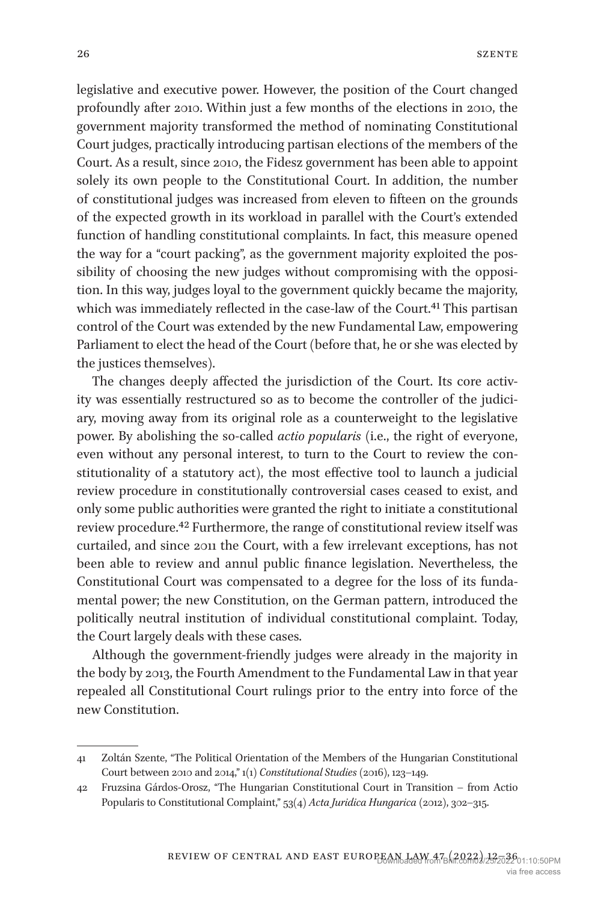legislative and executive power. However, the position of the Court changed profoundly after 2010. Within just a few months of the elections in 2010, the government majority transformed the method of nominating Constitutional Court judges, practically introducing partisan elections of the members of the Court. As a result, since 2010, the Fidesz government has been able to appoint solely its own people to the Constitutional Court. In addition, the number of constitutional judges was increased from eleven to fifteen on the grounds of the expected growth in its workload in parallel with the Court's extended function of handling constitutional complaints. In fact, this measure opened the way for a "court packing", as the government majority exploited the possibility of choosing the new judges without compromising with the opposition. In this way, judges loyal to the government quickly became the majority, which was immediately reflected in the case-law of the Court.[41] This partisan control of the Court was extended by the new Fundamental Law, empowering Parliament to elect the head of the Court (before that, he or she was elected by the justices themselves).

The changes deeply affected the jurisdiction of the Court. Its core activity was essentially restructured so as to become the controller of the judiciary, moving away from its original role as a counterweight to the legislative power. By abolishing the so-called *actio popularis* (i.e., the right of everyone, even without any personal interest, to turn to the Court to review the constitutionality of a statutory act), the most effective tool to launch a judicial review procedure in constitutionally controversial cases ceased to exist, and only some public authorities were granted the right to initiate a constitutional review procedure.[42] Furthermore, the range of constitutional review itself was curtailed, and since 2011 the Court, with a few irrelevant exceptions, has not been able to review and annul public finance legislation. Nevertheless, the Constitutional Court was compensated to a degree for the loss of its fundamental power; the new Constitution, on the German pattern, introduced the politically neutral institution of individual constitutional complaint. Today, the Court largely deals with these cases.

Although the government-friendly judges were already in the majority in the body by 2013, the Fourth Amendment to the Fundamental Law in that year repealed all Constitutional Court rulings prior to the entry into force of the new Constitution.

---

41 Zoltán Szente, "The Political Orientation of the Members of the Hungarian Constitutional Court between 2010 and 2014," 1(1) *Constitutional Studies* (2016), 123–149.

42 Fruzsina Gárdos-Orosz, "The Hungarian Constitutional Court in Transition – from Actio Popularis to Constitutional Complaint," 53(4) *Acta Juridica Hungarica* (2012), 302–315.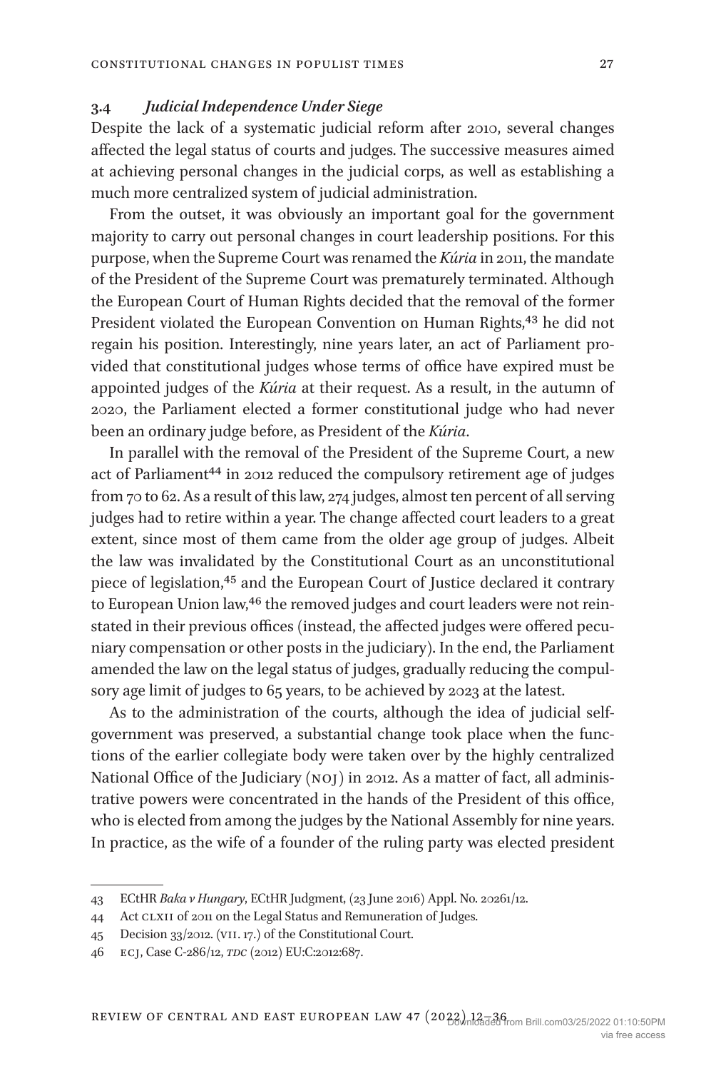### 3.4 *Judicial Independence Under Siege*

Despite the lack of a systematic judicial reform after 2010, several changes affected the legal status of courts and judges. The successive measures aimed at achieving personal changes in the judicial corps, as well as establishing a much more centralized system of judicial administration.

From the outset, it was obviously an important goal for the government majority to carry out personal changes in court leadership positions. For this purpose, when the Supreme Court was renamed the *Kúria* in 2011, the mandate of the President of the Supreme Court was prematurely terminated. Although the European Court of Human Rights decided that the removal of the former President violated the European Convention on Human Rights,[43] he did not regain his position. Interestingly, nine years later, an act of Parliament provided that constitutional judges whose terms of office have expired must be appointed judges of the *Kúria* at their request. As a result, in the autumn of 2020, the Parliament elected a former constitutional judge who had never been an ordinary judge before, as President of the *Kúria*.

In parallel with the removal of the President of the Supreme Court, a new act of Parliament[44] in 2012 reduced the compulsory retirement age of judges from 70 to 62. As a result of this law, 274 judges, almost ten percent of all serving judges had to retire within a year. The change affected court leaders to a great extent, since most of them came from the older age group of judges. Albeit the law was invalidated by the Constitutional Court as an unconstitutional piece of legislation,[45] and the European Court of Justice declared it contrary to European Union law,[46] the removed judges and court leaders were not reinstated in their previous offices (instead, the affected judges were offered pecuniary compensation or other posts in the judiciary). In the end, the Parliament amended the law on the legal status of judges, gradually reducing the compulsory age limit of judges to 65 years, to be achieved by 2023 at the latest.

As to the administration of the courts, although the idea of judicial self-government was preserved, a substantial change took place when the functions of the earlier collegiate body were taken over by the highly centralized National Office of the Judiciary (NOJ) in 2012. As a matter of fact, all administrative powers were concentrated in the hands of the President of this office, who is elected from among the judges by the National Assembly for nine years. In practice, as the wife of a founder of the ruling party was elected president

---

43 ECtHR *Baka v Hungary*, ECtHR Judgment, (23 June 2016) Appl. No. 20261/12.

44 Act CLXII of 2011 on the Legal Status and Remuneration of Judges.

45 Decision 33/2012. (VII. 17.) of the Constitutional Court.

46 ECJ, Case C-286/12, *TDC* (2012) EU:C:2012:687.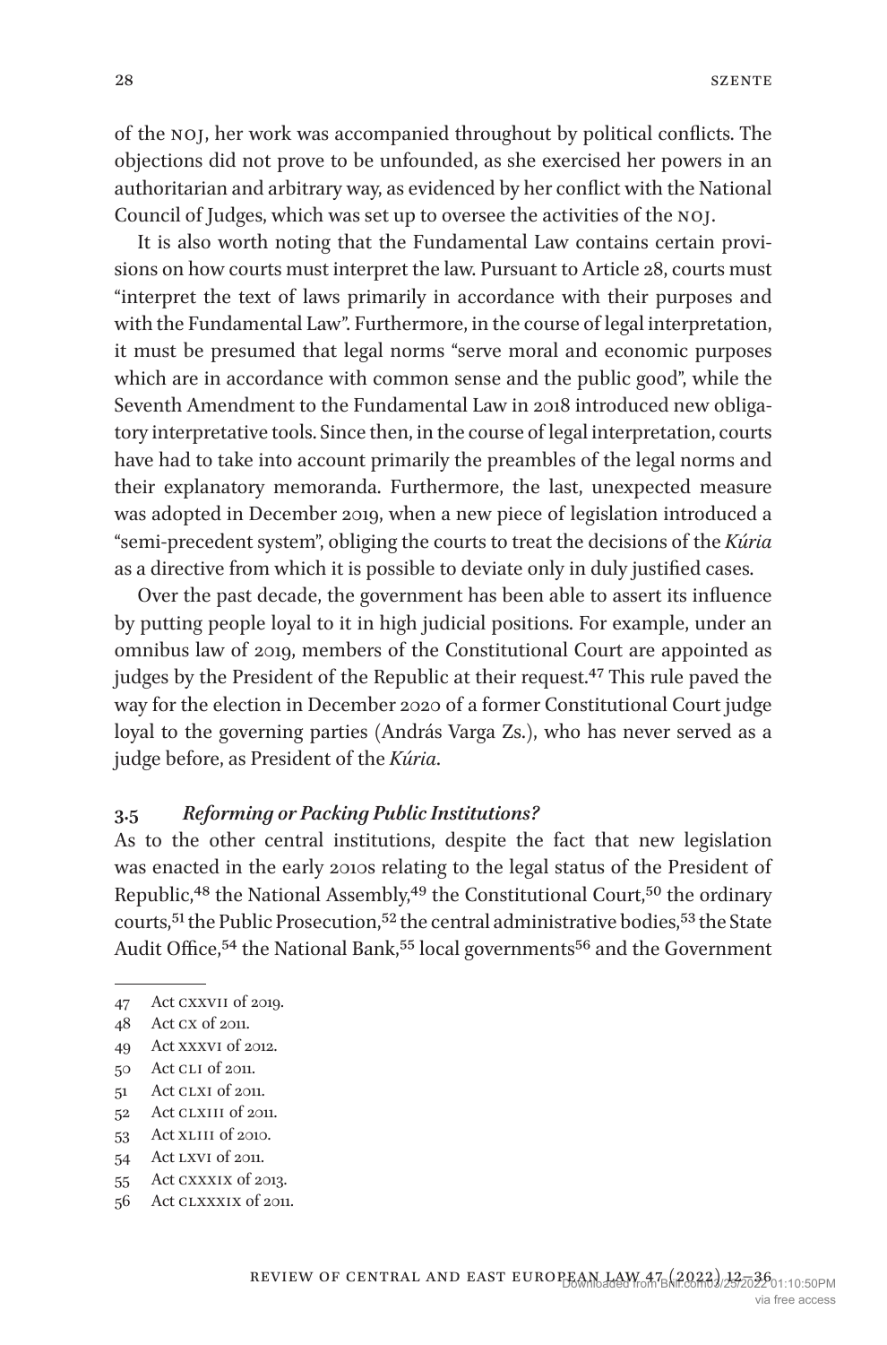of the NOJ, her work was accompanied throughout by political conflicts. The objections did not prove to be unfounded, as she exercised her powers in an authoritarian and arbitrary way, as evidenced by her conflict with the National Council of Judges, which was set up to oversee the activities of the NOJ.

It is also worth noting that the Fundamental Law contains certain provisions on how courts must interpret the law. Pursuant to Article 28, courts must "interpret the text of laws primarily in accordance with their purposes and with the Fundamental Law". Furthermore, in the course of legal interpretation, it must be presumed that legal norms "serve moral and economic purposes which are in accordance with common sense and the public good", while the Seventh Amendment to the Fundamental Law in 2018 introduced new obligatory interpretative tools. Since then, in the course of legal interpretation, courts have had to take into account primarily the preambles of the legal norms and their explanatory memoranda. Furthermore, the last, unexpected measure was adopted in December 2019, when a new piece of legislation introduced a "semi-precedent system", obliging the courts to treat the decisions of the *Kúria* as a directive from which it is possible to deviate only in duly justified cases.

Over the past decade, the government has been able to assert its influence by putting people loyal to it in high judicial positions. For example, under an omnibus law of 2019, members of the Constitutional Court are appointed as judges by the President of the Republic at their request.[47] This rule paved the way for the election in December 2020 of a former Constitutional Court judge loyal to the governing parties (András Varga Zs.), who has never served as a judge before, as President of the *Kúria*.

### 3.5 *Reforming or Packing Public Institutions?*

As to the other central institutions, despite the fact that new legislation was enacted in the early 2010s relating to the legal status of the President of Republic,[48] the National Assembly,[49] the Constitutional Court,[50] the ordinary courts,[51] the Public Prosecution,[52] the central administrative bodies,[53] the State Audit Office,[54] the National Bank,[55] local governments[56] and the Government

---

47 Act CXXVII of 2019.

48 Act CX of 2011.

49 Act XXXVI of 2012.

50 Act CLI of 2011.

51 Act CLXI of 2011.

52 Act CLXIII of 2011.

53 Act XLIII of 2010.

54 Act LXVI of 2011.

55 Act CXXXIX of 2013.

56 Act CLXXXIX of 2011.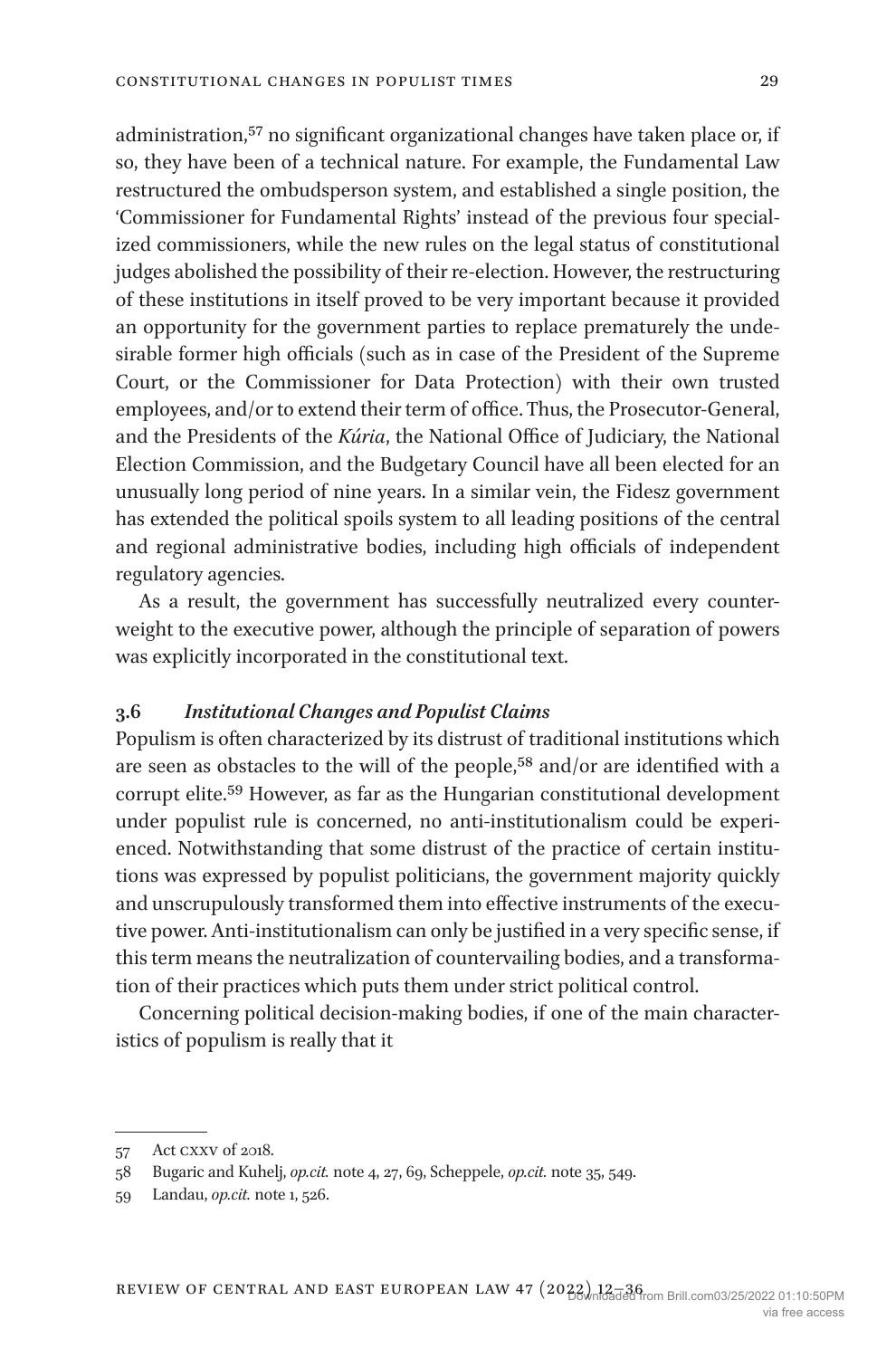administration,[57] no significant organizational changes have taken place or, if so, they have been of a technical nature. For example, the Fundamental Law restructured the ombudsperson system, and established a single position, the 'Commissioner for Fundamental Rights' instead of the previous four specialized commissioners, while the new rules on the legal status of constitutional judges abolished the possibility of their re-election. However, the restructuring of these institutions in itself proved to be very important because it provided an opportunity for the government parties to replace prematurely the undesirable former high officials (such as in case of the President of the Supreme Court, or the Commissioner for Data Protection) with their own trusted employees, and/or to extend their term of office. Thus, the Prosecutor-General, and the Presidents of the *Kúria*, the National Office of Judiciary, the National Election Commission, and the Budgetary Council have all been elected for an unusually long period of nine years. In a similar vein, the Fidesz government has extended the political spoils system to all leading positions of the central and regional administrative bodies, including high officials of independent regulatory agencies.

As a result, the government has successfully neutralized every counterweight to the executive power, although the principle of separation of powers was explicitly incorporated in the constitutional text.

### 3.6 *Institutional Changes and Populist Claims*

Populism is often characterized by its distrust of traditional institutions which are seen as obstacles to the will of the people,[58] and/or are identified with a corrupt elite.[59] However, as far as the Hungarian constitutional development under populist rule is concerned, no anti-institutionalism could be experienced. Notwithstanding that some distrust of the practice of certain institutions was expressed by populist politicians, the government majority quickly and unscrupulously transformed them into effective instruments of the executive power. Anti-institutionalism can only be justified in a very specific sense, if this term means the neutralization of countervailing bodies, and a transformation of their practices which puts them under strict political control.

Concerning political decision-making bodies, if one of the main characteristics of populism is really that it

---

57 Act CXXV of 2018.

58 Bugaric and Kuhelj, *op.cit.* note 4, 27, 69, Scheppele, *op.cit.* note 35, 549.

59 Landau, *op.cit.* note 1, 526.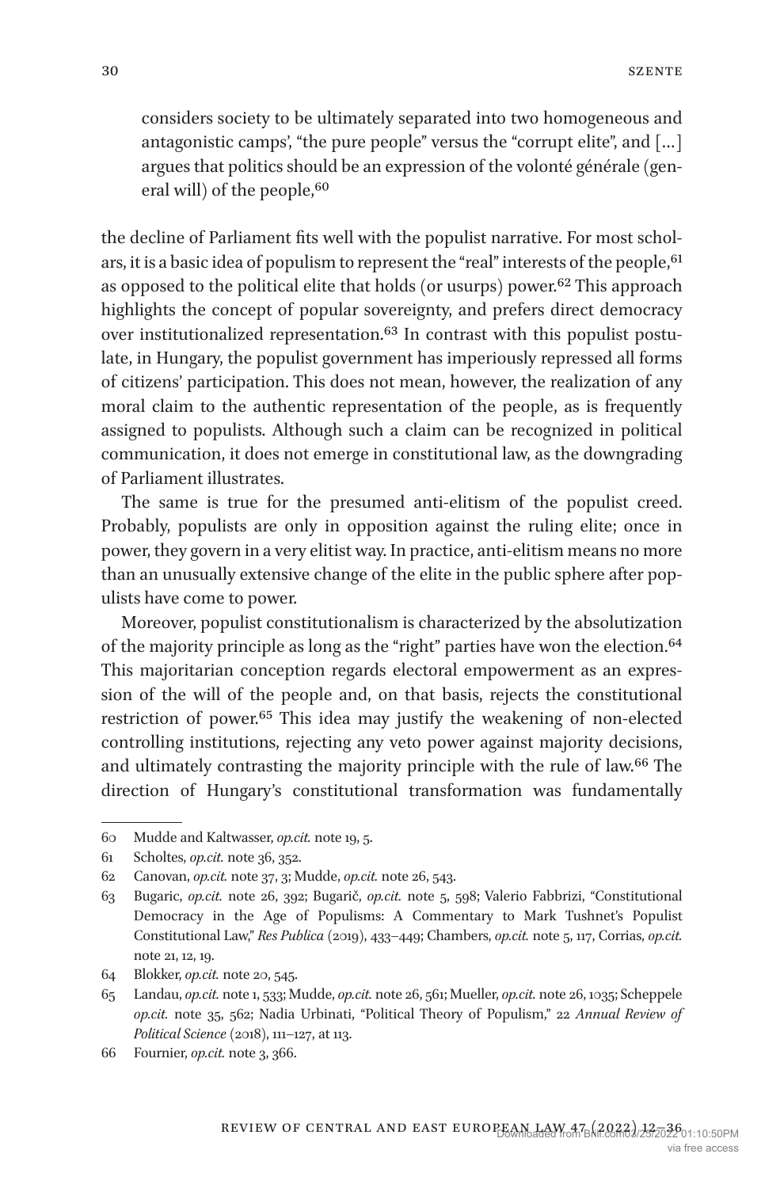> considers society to be ultimately separated into two homogeneous and antagonistic camps', "the pure people" versus the "corrupt elite", and […] argues that politics should be an expression of the volonté générale (general will) of the people,[60]

the decline of Parliament fits well with the populist narrative. For most scholars, it is a basic idea of populism to represent the "real" interests of the people,[61] as opposed to the political elite that holds (or usurps) power.[62] This approach highlights the concept of popular sovereignty, and prefers direct democracy over institutionalized representation.[63] In contrast with this populist postulate, in Hungary, the populist government has imperiously repressed all forms of citizens' participation. This does not mean, however, the realization of any moral claim to the authentic representation of the people, as is frequently assigned to populists. Although such a claim can be recognized in political communication, it does not emerge in constitutional law, as the downgrading of Parliament illustrates.

The same is true for the presumed anti-elitism of the populist creed. Probably, populists are only in opposition against the ruling elite; once in power, they govern in a very elitist way. In practice, anti-elitism means no more than an unusually extensive change of the elite in the public sphere after populists have come to power.

Moreover, populist constitutionalism is characterized by the absolutization of the majority principle as long as the "right" parties have won the election.[64] This majoritarian conception regards electoral empowerment as an expression of the will of the people and, on that basis, rejects the constitutional restriction of power.[65] This idea may justify the weakening of non-elected controlling institutions, rejecting any veto power against majority decisions, and ultimately contrasting the majority principle with the rule of law.[66] The direction of Hungary's constitutional transformation was fundamentally

---

60 Mudde and Kaltwasser, *op.cit.* note 19, 5.

61 Scholtes, *op.cit.* note 36, 352.

62 Canovan, *op.cit.* note 37, 3; Mudde, *op.cit.* note 26, 543.

63 Bugaric, *op.cit.* note 26, 392; Bugarič, *op.cit.* note 5, 598; Valerio Fabbrizi, "Constitutional Democracy in the Age of Populisms: A Commentary to Mark Tushnet's Populist Constitutional Law," *Res Publica* (2019), 433–449; Chambers, *op.cit.* note 5, 117, Corrias, *op.cit.* note 21, 12, 19.

64 Blokker, *op.cit.* note 20, 545.

65 Landau, *op.cit.* note 1, 533; Mudde, *op.cit.* note 26, 561; Mueller, *op.cit.* note 26, 1035; Scheppele *op.cit.* note 35, 562; Nadia Urbinati, "Political Theory of Populism," 22 *Annual Review of Political Science* (2018), 111–127, at 113.

66 Fournier, *op.cit.* note 3, 366.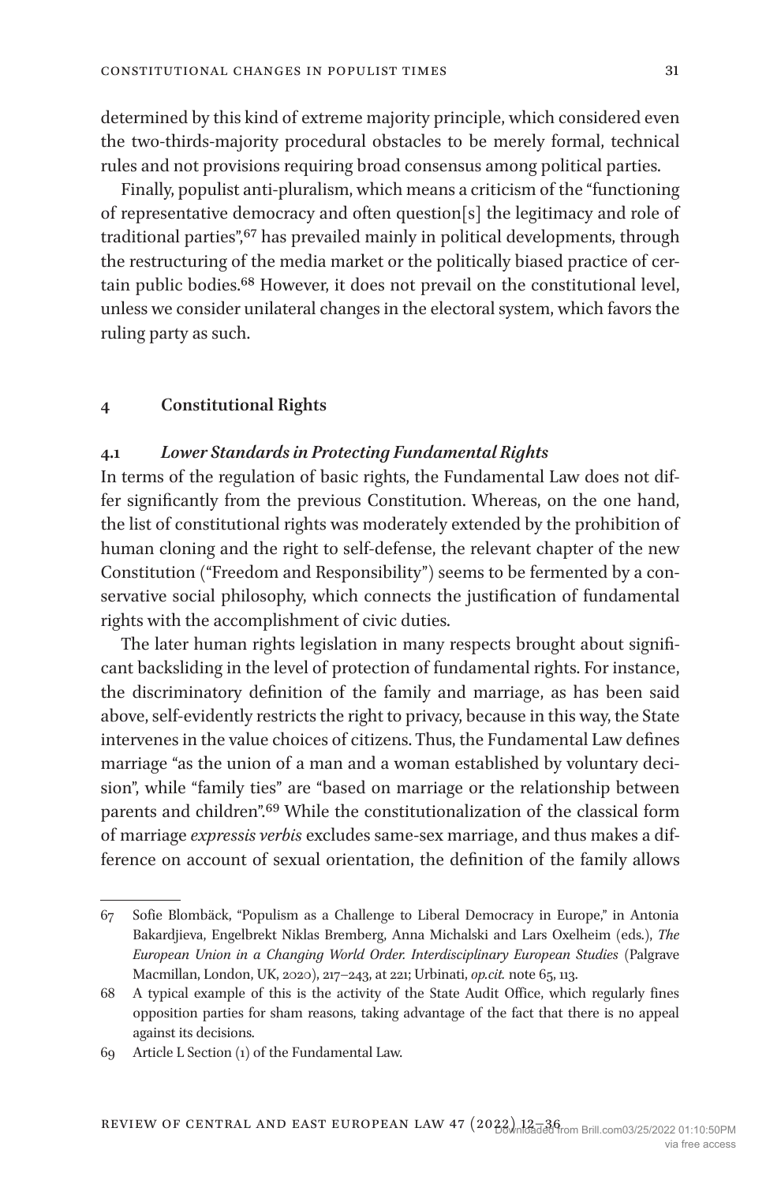determined by this kind of extreme majority principle, which considered even the two-thirds-majority procedural obstacles to be merely formal, technical rules and not provisions requiring broad consensus among political parties.

Finally, populist anti-pluralism, which means a criticism of the "functioning of representative democracy and often question[s] the legitimacy and role of traditional parties",[67] has prevailed mainly in political developments, through the restructuring of the media market or the politically biased practice of certain public bodies.[68] However, it does not prevail on the constitutional level, unless we consider unilateral changes in the electoral system, which favors the ruling party as such.

## 4 Constitutional Rights

### 4.1 *Lower Standards in Protecting Fundamental Rights*

In terms of the regulation of basic rights, the Fundamental Law does not differ significantly from the previous Constitution. Whereas, on the one hand, the list of constitutional rights was moderately extended by the prohibition of human cloning and the right to self-defense, the relevant chapter of the new Constitution ("Freedom and Responsibility") seems to be fermented by a conservative social philosophy, which connects the justification of fundamental rights with the accomplishment of civic duties.

The later human rights legislation in many respects brought about significant backsliding in the level of protection of fundamental rights. For instance, the discriminatory definition of the family and marriage, as has been said above, self-evidently restricts the right to privacy, because in this way, the State intervenes in the value choices of citizens. Thus, the Fundamental Law defines marriage "as the union of a man and a woman established by voluntary decision", while "family ties" are "based on marriage or the relationship between parents and children".[69] While the constitutionalization of the classical form of marriage *expressis verbis* excludes same-sex marriage, and thus makes a difference on account of sexual orientation, the definition of the family allows

---

67 Sofie Blombäck, "Populism as a Challenge to Liberal Democracy in Europe," in Antonia Bakardjieva, Engelbrekt Niklas Bremberg, Anna Michalski and Lars Oxelheim (eds.), *The European Union in a Changing World Order. Interdisciplinary European Studies* (Palgrave Macmillan, London, UK, 2020), 217–243, at 221; Urbinati, *op.cit.* note 65, 113.

68 A typical example of this is the activity of the State Audit Office, which regularly fines opposition parties for sham reasons, taking advantage of the fact that there is no appeal against its decisions.

69 Article L Section (1) of the Fundamental Law.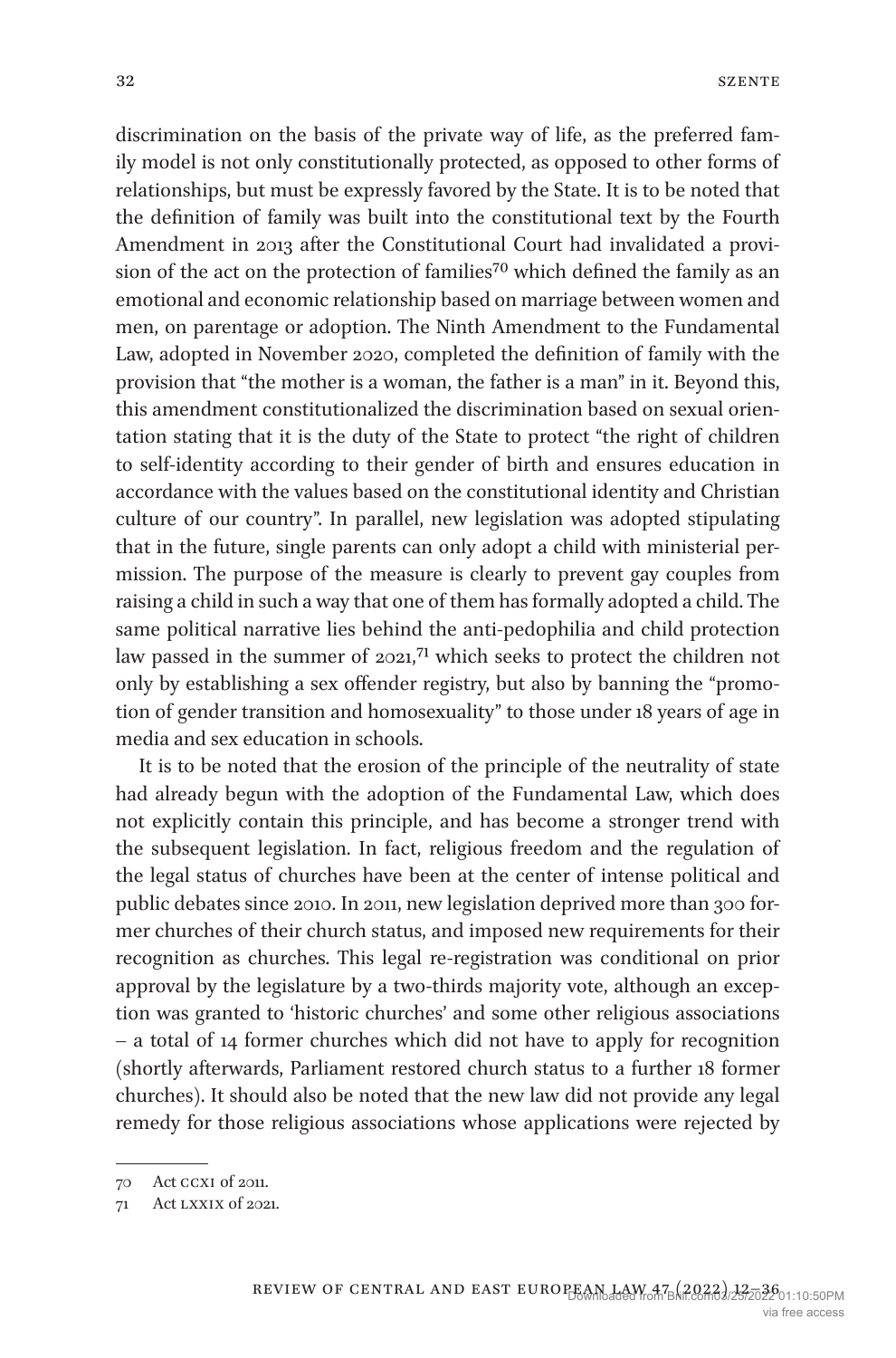discrimination on the basis of the private way of life, as the preferred family model is not only constitutionally protected, as opposed to other forms of relationships, but must be expressly favored by the State. It is to be noted that the definition of family was built into the constitutional text by the Fourth Amendment in 2013 after the Constitutional Court had invalidated a provision of the act on the protection of families[70] which defined the family as an emotional and economic relationship based on marriage between women and men, on parentage or adoption. The Ninth Amendment to the Fundamental Law, adopted in November 2020, completed the definition of family with the provision that "the mother is a woman, the father is a man" in it. Beyond this, this amendment constitutionalized the discrimination based on sexual orientation stating that it is the duty of the State to protect "the right of children to self-identity according to their gender of birth and ensures education in accordance with the values based on the constitutional identity and Christian culture of our country". In parallel, new legislation was adopted stipulating that in the future, single parents can only adopt a child with ministerial permission. The purpose of the measure is clearly to prevent gay couples from raising a child in such a way that one of them has formally adopted a child. The same political narrative lies behind the anti-pedophilia and child protection law passed in the summer of 2021,[71] which seeks to protect the children not only by establishing a sex offender registry, but also by banning the "promotion of gender transition and homosexuality" to those under 18 years of age in media and sex education in schools.

It is to be noted that the erosion of the principle of the neutrality of state had already begun with the adoption of the Fundamental Law, which does not explicitly contain this principle, and has become a stronger trend with the subsequent legislation. In fact, religious freedom and the regulation of the legal status of churches have been at the center of intense political and public debates since 2010. In 2011, new legislation deprived more than 300 former churches of their church status, and imposed new requirements for their recognition as churches. This legal re-registration was conditional on prior approval by the legislature by a two-thirds majority vote, although an exception was granted to 'historic churches' and some other religious associations – a total of 14 former churches which did not have to apply for recognition (shortly afterwards, Parliament restored church status to a further 18 former churches). It should also be noted that the new law did not provide any legal remedy for those religious associations whose applications were rejected by

70 Act CCXI of 2011.

71 Act LXXIX of 2021.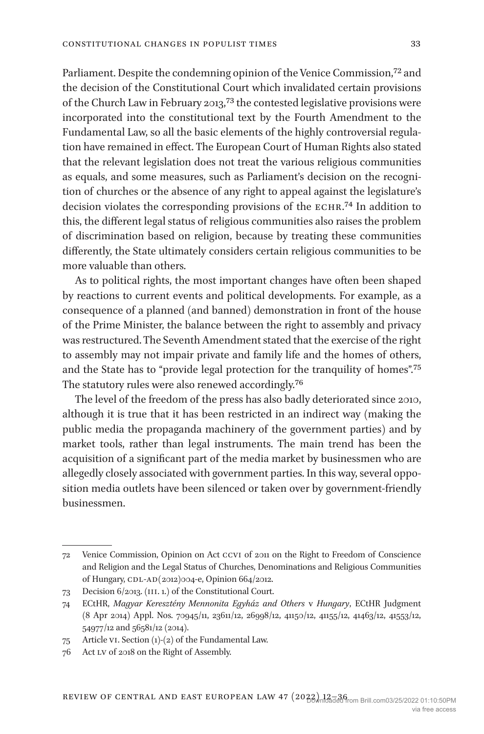Parliament. Despite the condemning opinion of the Venice Commission,[72] and the decision of the Constitutional Court which invalidated certain provisions of the Church Law in February 2013,[73] the contested legislative provisions were incorporated into the constitutional text by the Fourth Amendment to the Fundamental Law, so all the basic elements of the highly controversial regulation have remained in effect. The European Court of Human Rights also stated that the relevant legislation does not treat the various religious communities as equals, and some measures, such as Parliament's decision on the recognition of churches or the absence of any right to appeal against the legislature's decision violates the corresponding provisions of the ECHR.[74] In addition to this, the different legal status of religious communities also raises the problem of discrimination based on religion, because by treating these communities differently, the State ultimately considers certain religious communities to be more valuable than others.

As to political rights, the most important changes have often been shaped by reactions to current events and political developments. For example, as a consequence of a planned (and banned) demonstration in front of the house of the Prime Minister, the balance between the right to assembly and privacy was restructured. The Seventh Amendment stated that the exercise of the right to assembly may not impair private and family life and the homes of others, and the State has to "provide legal protection for the tranquility of homes".[75] The statutory rules were also renewed accordingly.[76]

The level of the freedom of the press has also badly deteriorated since 2010, although it is true that it has been restricted in an indirect way (making the public media the propaganda machinery of the government parties) and by market tools, rather than legal instruments. The main trend has been the acquisition of a significant part of the media market by businessmen who are allegedly closely associated with government parties. In this way, several opposition media outlets have been silenced or taken over by government-friendly businessmen.

---

72 Venice Commission, Opinion on Act CCVI of 2011 on the Right to Freedom of Conscience and Religion and the Legal Status of Churches, Denominations and Religious Communities of Hungary, CDL-AD(2012)004-e, Opinion 664/2012.

73 Decision 6/2013. (III. 1.) of the Constitutional Court.

74 ECtHR, *Magyar Keresztény Mennonita Egyház and Others* v *Hungary*, ECtHR Judgment (8 Apr 2014) Appl. Nos. 70945/11, 23611/12, 26998/12, 41150/12, 41155/12, 41463/12, 41553/12, 54977/12 and 56581/12 (2014).

75 Article VI. Section (1)-(2) of the Fundamental Law.

76 Act LV of 2018 on the Right of Assembly.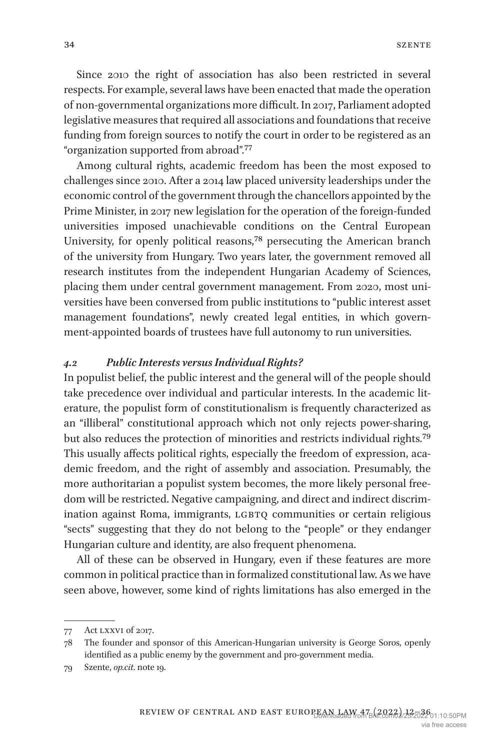Since 2010 the right of association has also been restricted in several respects. For example, several laws have been enacted that made the operation of non-governmental organizations more difficult. In 2017, Parliament adopted legislative measures that required all associations and foundations that receive funding from foreign sources to notify the court in order to be registered as an "organization supported from abroad".[77]

Among cultural rights, academic freedom has been the most exposed to challenges since 2010. After a 2014 law placed university leaderships under the economic control of the government through the chancellors appointed by the Prime Minister, in 2017 new legislation for the operation of the foreign-funded universities imposed unachievable conditions on the Central European University, for openly political reasons,[78] persecuting the American branch of the university from Hungary. Two years later, the government removed all research institutes from the independent Hungarian Academy of Sciences, placing them under central government management. From 2020, most universities have been conversed from public institutions to "public interest asset management foundations", newly created legal entities, in which government-appointed boards of trustees have full autonomy to run universities.

### *4.2 Public Interests versus Individual Rights?*

In populist belief, the public interest and the general will of the people should take precedence over individual and particular interests. In the academic literature, the populist form of constitutionalism is frequently characterized as an "illiberal" constitutional approach which not only rejects power-sharing, but also reduces the protection of minorities and restricts individual rights.[79] This usually affects political rights, especially the freedom of expression, academic freedom, and the right of assembly and association. Presumably, the more authoritarian a populist system becomes, the more likely personal freedom will be restricted. Negative campaigning, and direct and indirect discrimination against Roma, immigrants, LGBTQ communities or certain religious "sects" suggesting that they do not belong to the "people" or they endanger Hungarian culture and identity, are also frequent phenomena.

All of these can be observed in Hungary, even if these features are more common in political practice than in formalized constitutional law. As we have seen above, however, some kind of rights limitations has also emerged in the

---

77 Act LXXVI of 2017.

78 The founder and sponsor of this American-Hungarian university is George Soros, openly identified as a public enemy by the government and pro-government media.

79 Szente, *op.cit.* note 19.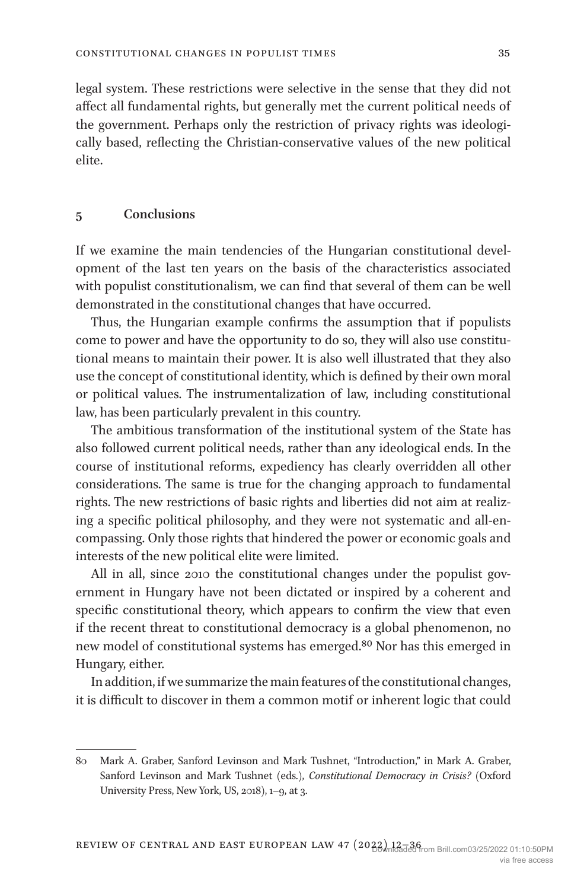legal system. These restrictions were selective in the sense that they did not affect all fundamental rights, but generally met the current political needs of the government. Perhaps only the restriction of privacy rights was ideologically based, reflecting the Christian-conservative values of the new political elite.

## 5 Conclusions

If we examine the main tendencies of the Hungarian constitutional development of the last ten years on the basis of the characteristics associated with populist constitutionalism, we can find that several of them can be well demonstrated in the constitutional changes that have occurred.

Thus, the Hungarian example confirms the assumption that if populists come to power and have the opportunity to do so, they will also use constitutional means to maintain their power. It is also well illustrated that they also use the concept of constitutional identity, which is defined by their own moral or political values. The instrumentalization of law, including constitutional law, has been particularly prevalent in this country.

The ambitious transformation of the institutional system of the State has also followed current political needs, rather than any ideological ends. In the course of institutional reforms, expediency has clearly overridden all other considerations. The same is true for the changing approach to fundamental rights. The new restrictions of basic rights and liberties did not aim at realizing a specific political philosophy, and they were not systematic and all-encompassing. Only those rights that hindered the power or economic goals and interests of the new political elite were limited.

All in all, since 2010 the constitutional changes under the populist government in Hungary have not been dictated or inspired by a coherent and specific constitutional theory, which appears to confirm the view that even if the recent threat to constitutional democracy is a global phenomenon, no new model of constitutional systems has emerged.[80] Nor has this emerged in Hungary, either.

In addition, if we summarize the main features of the constitutional changes, it is difficult to discover in them a common motif or inherent logic that could

---

80 Mark A. Graber, Sanford Levinson and Mark Tushnet, "Introduction," in Mark A. Graber, Sanford Levinson and Mark Tushnet (eds.), *Constitutional Democracy in Crisis?* (Oxford University Press, New York, US, 2018), 1–9, at 3.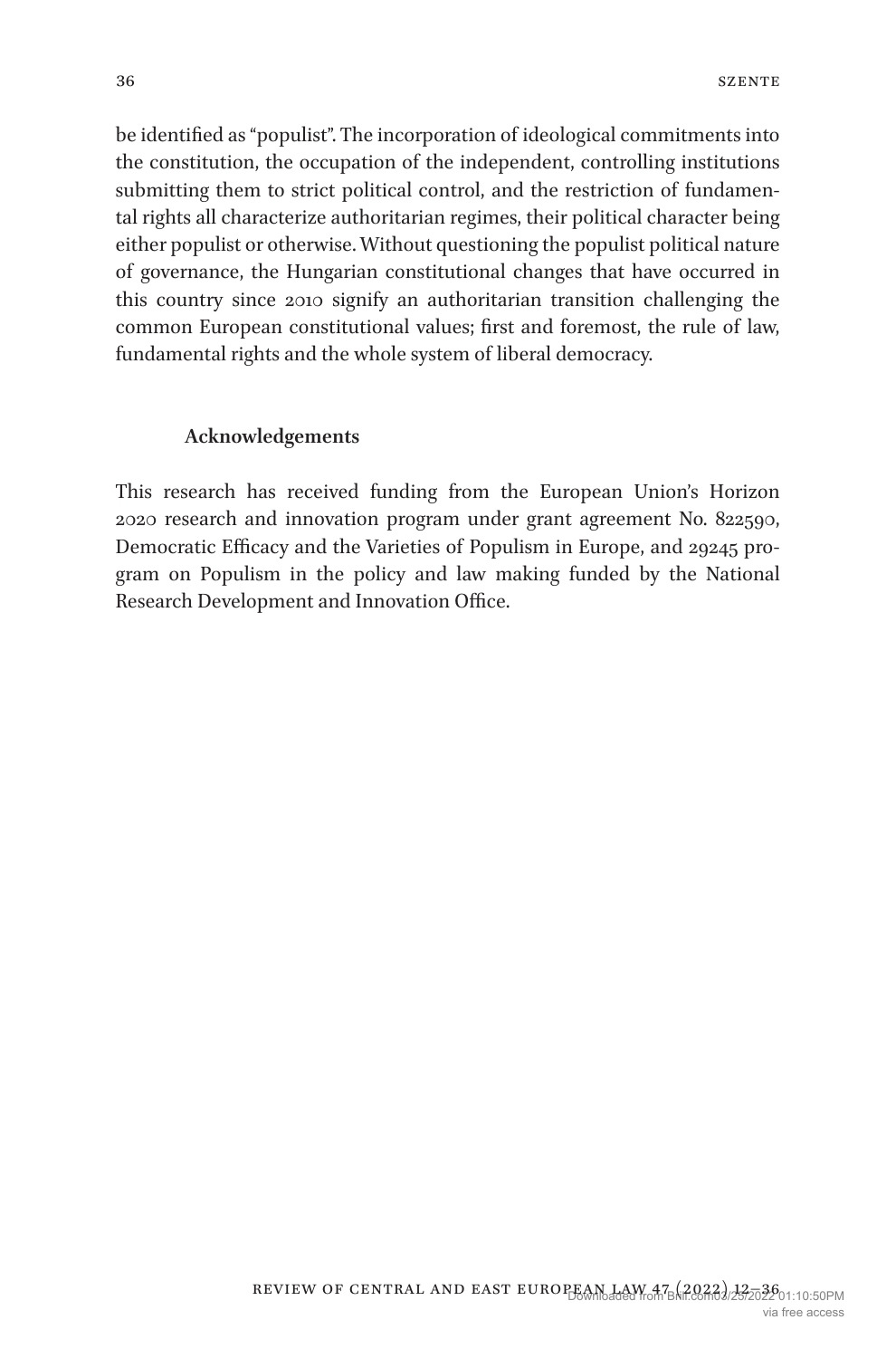be identified as "populist". The incorporation of ideological commitments into the constitution, the occupation of the independent, controlling institutions submitting them to strict political control, and the restriction of fundamental rights all characterize authoritarian regimes, their political character being either populist or otherwise. Without questioning the populist political nature of governance, the Hungarian constitutional changes that have occurred in this country since 2010 signify an authoritarian transition challenging the common European constitutional values; first and foremost, the rule of law, fundamental rights and the whole system of liberal democracy.

## Acknowledgements

This research has received funding from the European Union's Horizon 2020 research and innovation program under grant agreement No. 822590, Democratic Efficacy and the Varieties of Populism in Europe, and 29245 program on Populism in the policy and law making funded by the National Research Development and Innovation Office.